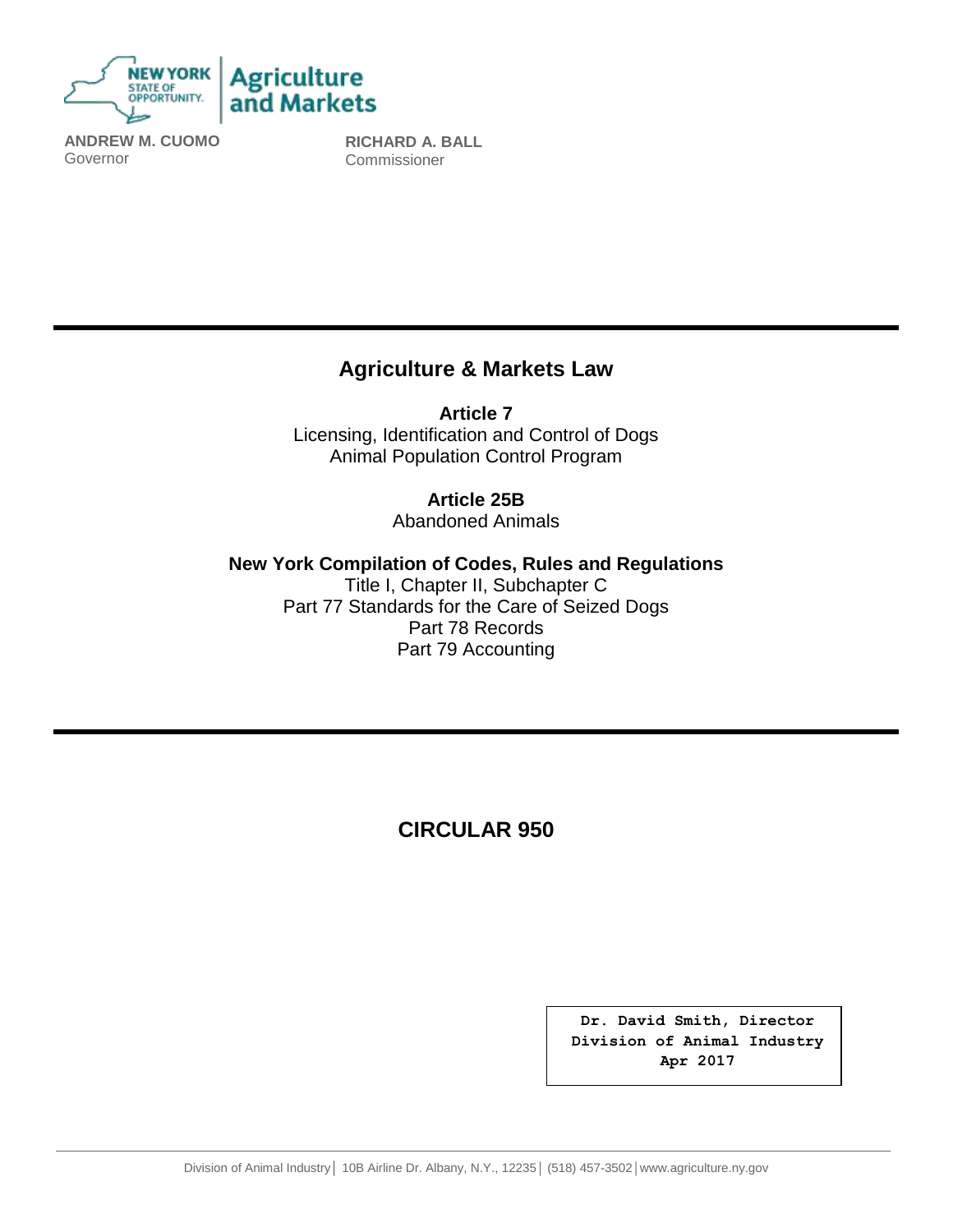**ANDREW M. CUOMO**
Governor

**RICHARD A. BALL**
Commissioner

# Agriculture & Markets Law

**Article 7**
Licensing, Identification and Control of Dogs
Animal Population Control Program

**Article 25B**
Abandoned Animals

**New York Compilation of Codes, Rules and Regulations**
Title I, Chapter II, Subchapter C
Part 77 Standards for the Care of Seized Dogs
Part 78 Records
Part 79 Accounting

# CIRCULAR 950

**Dr. David Smith, Director**
**Division of Animal Industry**
**Apr 2017**

Division of Animal Industry | 10B Airline Dr. Albany, N.Y., 12235 | (518) 457-3502 | www.agriculture.ny.gov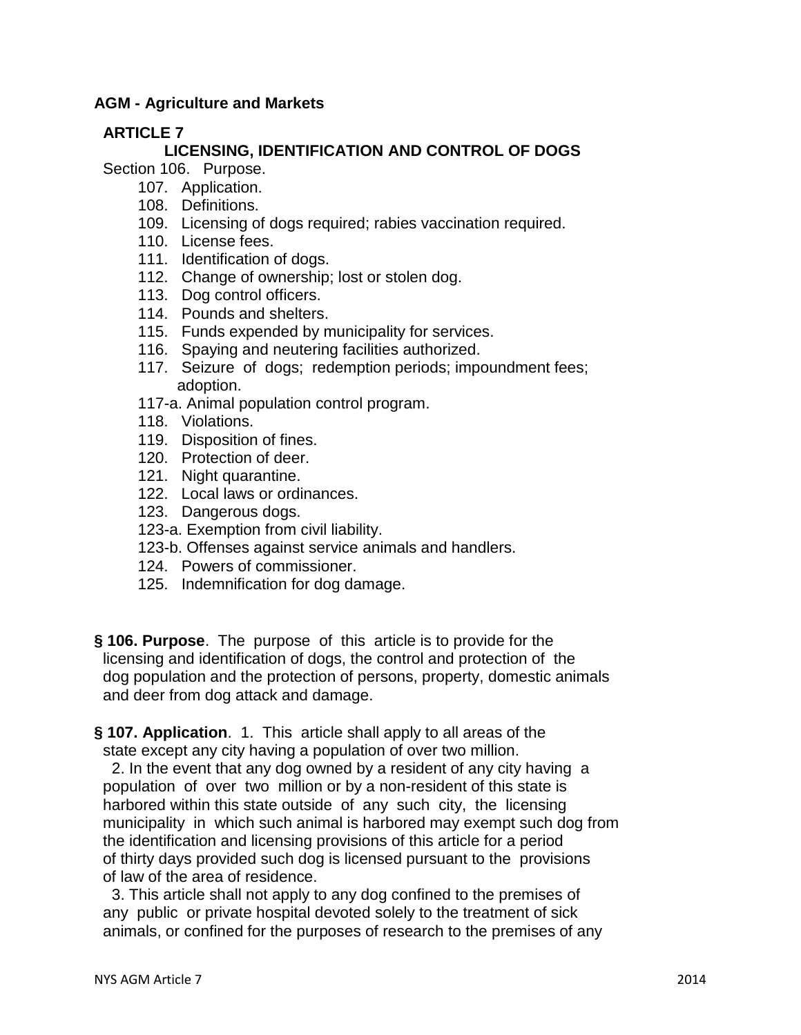**AGM - Agriculture and Markets**

**ARTICLE 7**

**LICENSING, IDENTIFICATION AND CONTROL OF DOGS**

Section 106. Purpose.
107. Application.
108. Definitions.
109. Licensing of dogs required; rabies vaccination required.
110. License fees.
111. Identification of dogs.
112. Change of ownership; lost or stolen dog.
113. Dog control officers.
114. Pounds and shelters.
115. Funds expended by municipality for services.
116. Spaying and neutering facilities authorized.
117. Seizure of dogs; redemption periods; impoundment fees; adoption.
117-a. Animal population control program.
118. Violations.
119. Disposition of fines.
120. Protection of deer.
121. Night quarantine.
122. Local laws or ordinances.
123. Dangerous dogs.
123-a. Exemption from civil liability.
123-b. Offenses against service animals and handlers.
124. Powers of commissioner.
125. Indemnification for dog damage.

**§ 106. Purpose**. The purpose of this article is to provide for the licensing and identification of dogs, the control and protection of the dog population and the protection of persons, property, domestic animals and deer from dog attack and damage.

**§ 107. Application**. 1. This article shall apply to all areas of the state except any city having a population of over two million.

2. In the event that any dog owned by a resident of any city having a population of over two million or by a non-resident of this state is harbored within this state outside of any such city, the licensing municipality in which such animal is harbored may exempt such dog from the identification and licensing provisions of this article for a period of thirty days provided such dog is licensed pursuant to the provisions of law of the area of residence.

3. This article shall not apply to any dog confined to the premises of any public or private hospital devoted solely to the treatment of sick animals, or confined for the purposes of research to the premises of any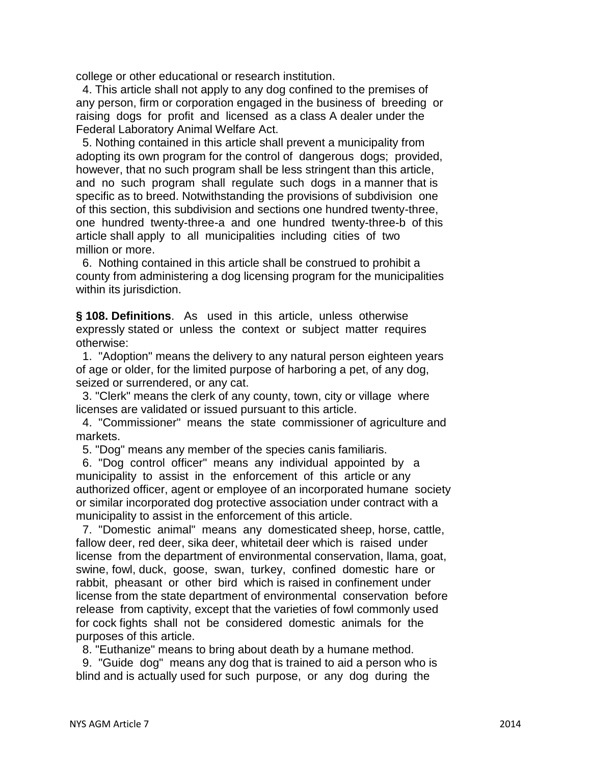college or other educational or research institution.

4. This article shall not apply to any dog confined to the premises of any person, firm or corporation engaged in the business of breeding or raising dogs for profit and licensed as a class A dealer under the Federal Laboratory Animal Welfare Act.

5. Nothing contained in this article shall prevent a municipality from adopting its own program for the control of dangerous dogs; provided, however, that no such program shall be less stringent than this article, and no such program shall regulate such dogs in a manner that is specific as to breed. Notwithstanding the provisions of subdivision one of this section, this subdivision and sections one hundred twenty-three, one hundred twenty-three-a and one hundred twenty-three-b of this article shall apply to all municipalities including cities of two million or more.

6. Nothing contained in this article shall be construed to prohibit a county from administering a dog licensing program for the municipalities within its jurisdiction.

**§ 108. Definitions**. As used in this article, unless otherwise expressly stated or unless the context or subject matter requires otherwise:

1. "Adoption" means the delivery to any natural person eighteen years of age or older, for the limited purpose of harboring a pet, of any dog, seized or surrendered, or any cat.

3. "Clerk" means the clerk of any county, town, city or village where licenses are validated or issued pursuant to this article.

4. "Commissioner" means the state commissioner of agriculture and markets.

5. "Dog" means any member of the species canis familiaris.

6. "Dog control officer" means any individual appointed by a municipality to assist in the enforcement of this article or any authorized officer, agent or employee of an incorporated humane society or similar incorporated dog protective association under contract with a municipality to assist in the enforcement of this article.

7. "Domestic animal" means any domesticated sheep, horse, cattle, fallow deer, red deer, sika deer, whitetail deer which is raised under license from the department of environmental conservation, llama, goat, swine, fowl, duck, goose, swan, turkey, confined domestic hare or rabbit, pheasant or other bird which is raised in confinement under license from the state department of environmental conservation before release from captivity, except that the varieties of fowl commonly used for cock fights shall not be considered domestic animals for the purposes of this article.

8. "Euthanize" means to bring about death by a humane method.

9. "Guide dog" means any dog that is trained to aid a person who is blind and is actually used for such purpose, or any dog during the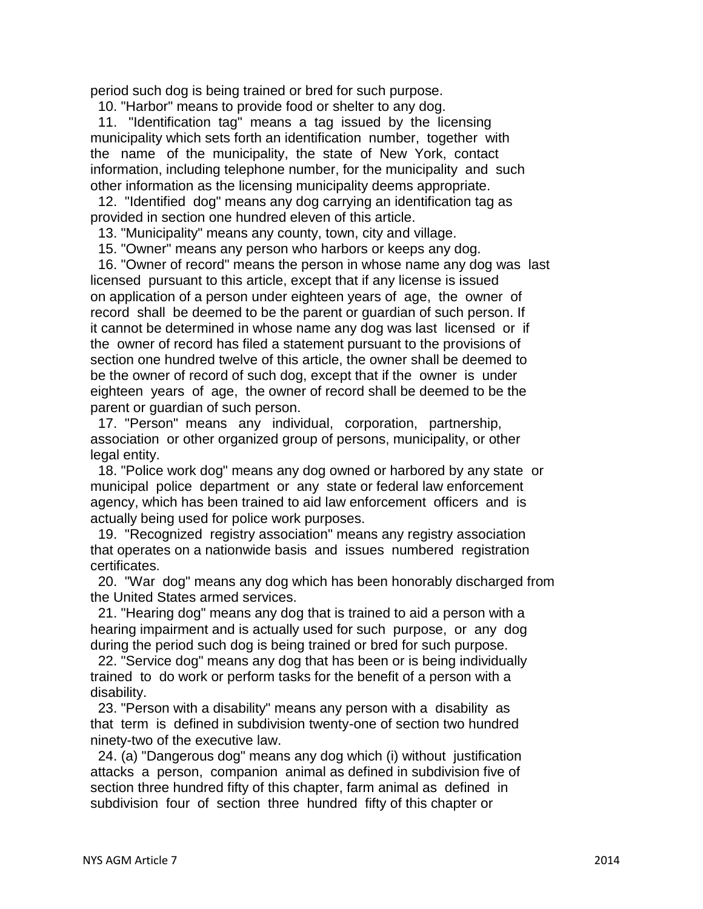period such dog is being trained or bred for such purpose.

10. "Harbor" means to provide food or shelter to any dog.

11. "Identification tag" means a tag issued by the licensing municipality which sets forth an identification number, together with the name of the municipality, the state of New York, contact information, including telephone number, for the municipality and such other information as the licensing municipality deems appropriate.

12. "Identified dog" means any dog carrying an identification tag as provided in section one hundred eleven of this article.

13. "Municipality" means any county, town, city and village.

15. "Owner" means any person who harbors or keeps any dog.

16. "Owner of record" means the person in whose name any dog was last licensed pursuant to this article, except that if any license is issued on application of a person under eighteen years of age, the owner of record shall be deemed to be the parent or guardian of such person. If it cannot be determined in whose name any dog was last licensed or if the owner of record has filed a statement pursuant to the provisions of section one hundred twelve of this article, the owner shall be deemed to be the owner of record of such dog, except that if the owner is under eighteen years of age, the owner of record shall be deemed to be the parent or guardian of such person.

17. "Person" means any individual, corporation, partnership, association or other organized group of persons, municipality, or other legal entity.

18. "Police work dog" means any dog owned or harbored by any state or municipal police department or any state or federal law enforcement agency, which has been trained to aid law enforcement officers and is actually being used for police work purposes.

19. "Recognized registry association" means any registry association that operates on a nationwide basis and issues numbered registration certificates.

20. "War dog" means any dog which has been honorably discharged from the United States armed services.

21. "Hearing dog" means any dog that is trained to aid a person with a hearing impairment and is actually used for such purpose, or any dog during the period such dog is being trained or bred for such purpose.

22. "Service dog" means any dog that has been or is being individually trained to do work or perform tasks for the benefit of a person with a disability.

23. "Person with a disability" means any person with a disability as that term is defined in subdivision twenty-one of section two hundred ninety-two of the executive law.

24. (a) "Dangerous dog" means any dog which (i) without justification attacks a person, companion animal as defined in subdivision five of section three hundred fifty of this chapter, farm animal as defined in subdivision four of section three hundred fifty of this chapter or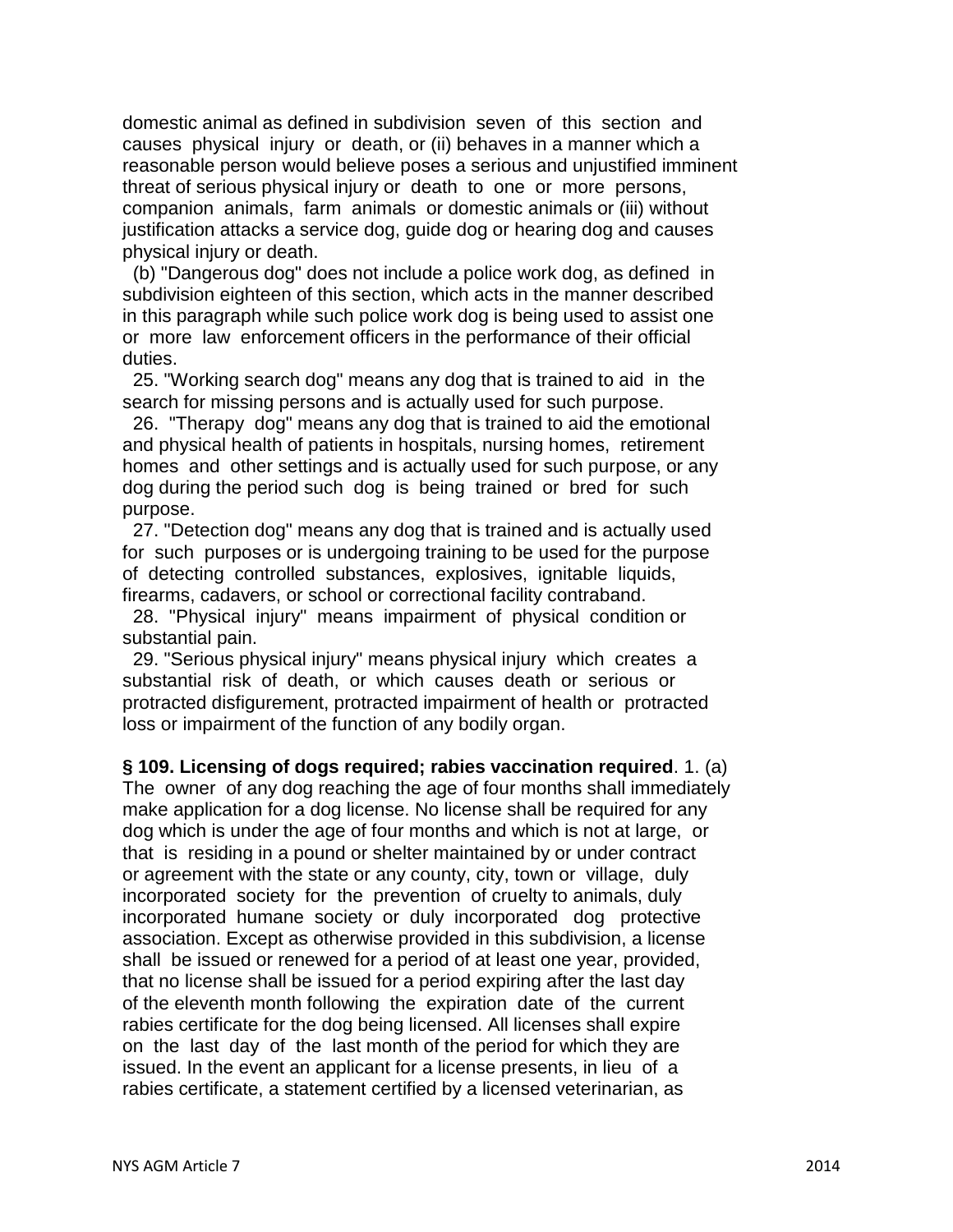domestic animal as defined in subdivision seven of this section and causes physical injury or death, or (ii) behaves in a manner which a reasonable person would believe poses a serious and unjustified imminent threat of serious physical injury or death to one or more persons, companion animals, farm animals or domestic animals or (iii) without justification attacks a service dog, guide dog or hearing dog and causes physical injury or death.

(b) "Dangerous dog" does not include a police work dog, as defined in subdivision eighteen of this section, which acts in the manner described in this paragraph while such police work dog is being used to assist one or more law enforcement officers in the performance of their official duties.

25. "Working search dog" means any dog that is trained to aid in the search for missing persons and is actually used for such purpose.

26. "Therapy dog" means any dog that is trained to aid the emotional and physical health of patients in hospitals, nursing homes, retirement homes and other settings and is actually used for such purpose, or any dog during the period such dog is being trained or bred for such purpose.

27. "Detection dog" means any dog that is trained and is actually used for such purposes or is undergoing training to be used for the purpose of detecting controlled substances, explosives, ignitable liquids, firearms, cadavers, or school or correctional facility contraband.

28. "Physical injury" means impairment of physical condition or substantial pain.

29. "Serious physical injury" means physical injury which creates a substantial risk of death, or which causes death or serious or protracted disfigurement, protracted impairment of health or protracted loss or impairment of the function of any bodily organ.

**§ 109. Licensing of dogs required; rabies vaccination required**. 1. (a) The owner of any dog reaching the age of four months shall immediately make application for a dog license. No license shall be required for any dog which is under the age of four months and which is not at large, or that is residing in a pound or shelter maintained by or under contract or agreement with the state or any county, city, town or village, duly incorporated society for the prevention of cruelty to animals, duly incorporated humane society or duly incorporated dog protective association. Except as otherwise provided in this subdivision, a license shall be issued or renewed for a period of at least one year, provided, that no license shall be issued for a period expiring after the last day of the eleventh month following the expiration date of the current rabies certificate for the dog being licensed. All licenses shall expire on the last day of the last month of the period for which they are issued. In the event an applicant for a license presents, in lieu of a rabies certificate, a statement certified by a licensed veterinarian, as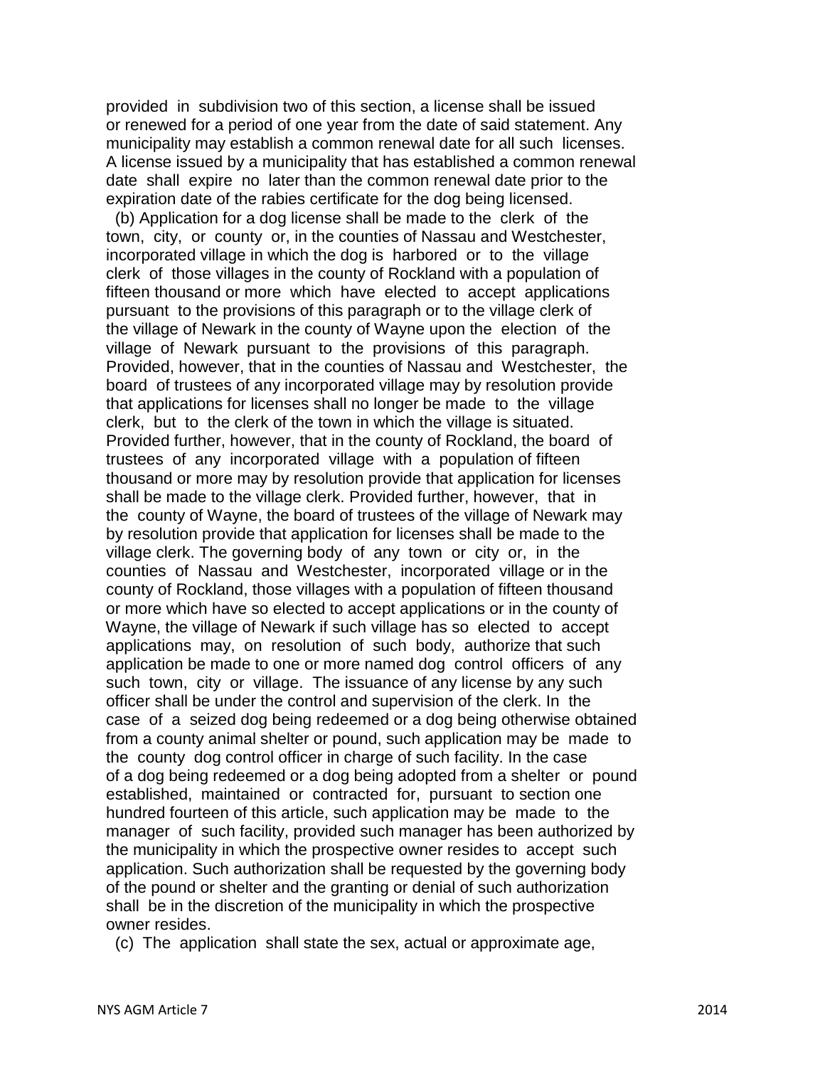provided in subdivision two of this section, a license shall be issued or renewed for a period of one year from the date of said statement. Any municipality may establish a common renewal date for all such licenses. A license issued by a municipality that has established a common renewal date shall expire no later than the common renewal date prior to the expiration date of the rabies certificate for the dog being licensed.

(b) Application for a dog license shall be made to the clerk of the town, city, or county or, in the counties of Nassau and Westchester, incorporated village in which the dog is harbored or to the village clerk of those villages in the county of Rockland with a population of fifteen thousand or more which have elected to accept applications pursuant to the provisions of this paragraph or to the village clerk of the village of Newark in the county of Wayne upon the election of the village of Newark pursuant to the provisions of this paragraph. Provided, however, that in the counties of Nassau and Westchester, the board of trustees of any incorporated village may by resolution provide that applications for licenses shall no longer be made to the village clerk, but to the clerk of the town in which the village is situated. Provided further, however, that in the county of Rockland, the board of trustees of any incorporated village with a population of fifteen thousand or more may by resolution provide that application for licenses shall be made to the village clerk. Provided further, however, that in the county of Wayne, the board of trustees of the village of Newark may by resolution provide that application for licenses shall be made to the village clerk. The governing body of any town or city or, in the counties of Nassau and Westchester, incorporated village or in the county of Rockland, those villages with a population of fifteen thousand or more which have so elected to accept applications or in the county of Wayne, the village of Newark if such village has so elected to accept applications may, on resolution of such body, authorize that such application be made to one or more named dog control officers of any such town, city or village. The issuance of any license by any such officer shall be under the control and supervision of the clerk. In the case of a seized dog being redeemed or a dog being otherwise obtained from a county animal shelter or pound, such application may be made to the county dog control officer in charge of such facility. In the case of a dog being redeemed or a dog being adopted from a shelter or pound established, maintained or contracted for, pursuant to section one hundred fourteen of this article, such application may be made to the manager of such facility, provided such manager has been authorized by the municipality in which the prospective owner resides to accept such application. Such authorization shall be requested by the governing body of the pound or shelter and the granting or denial of such authorization shall be in the discretion of the municipality in which the prospective owner resides.

(c) The application shall state the sex, actual or approximate age,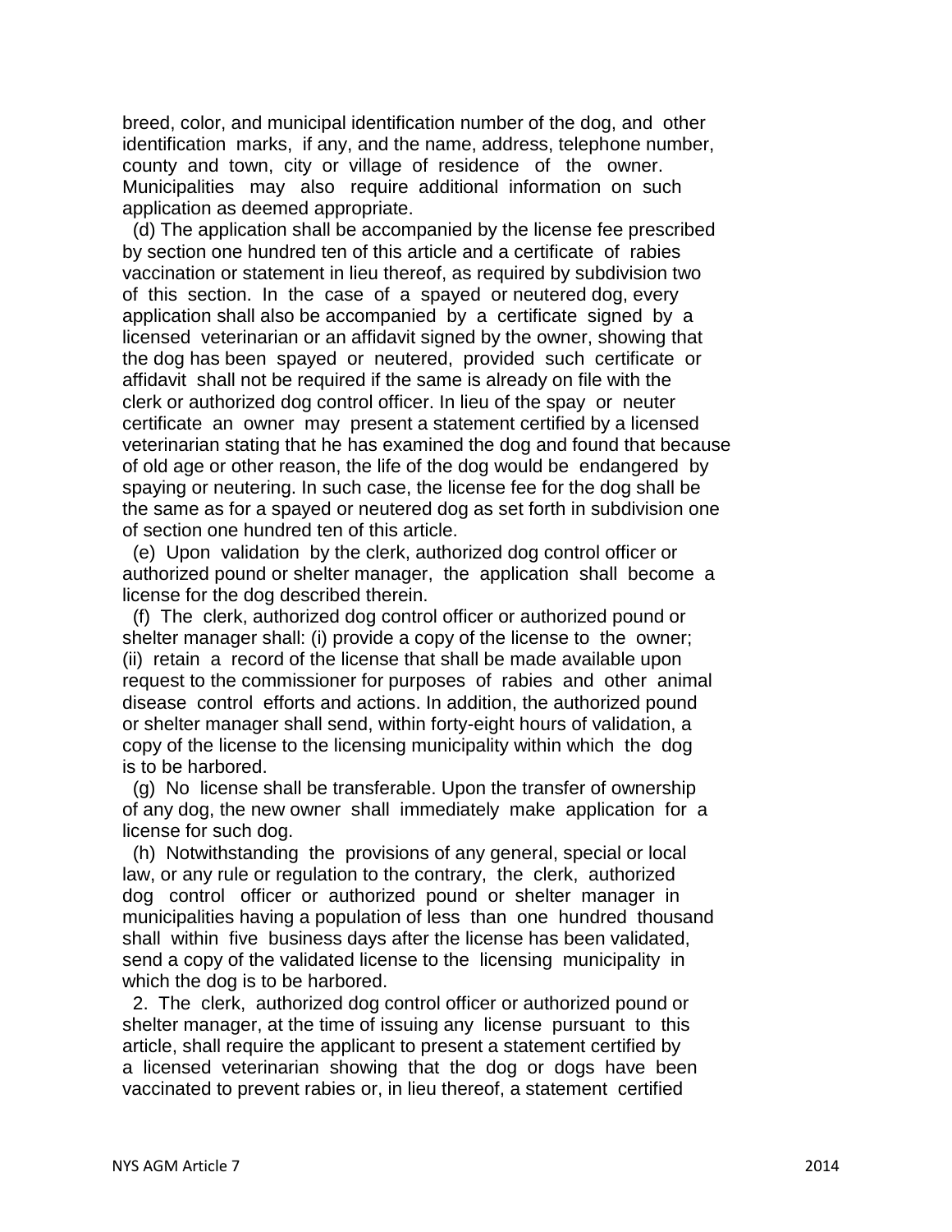breed, color, and municipal identification number of the dog, and other identification marks, if any, and the name, address, telephone number, county and town, city or village of residence of the owner. Municipalities may also require additional information on such application as deemed appropriate.

(d) The application shall be accompanied by the license fee prescribed by section one hundred ten of this article and a certificate of rabies vaccination or statement in lieu thereof, as required by subdivision two of this section. In the case of a spayed or neutered dog, every application shall also be accompanied by a certificate signed by a licensed veterinarian or an affidavit signed by the owner, showing that the dog has been spayed or neutered, provided such certificate or affidavit shall not be required if the same is already on file with the clerk or authorized dog control officer. In lieu of the spay or neuter certificate an owner may present a statement certified by a licensed veterinarian stating that he has examined the dog and found that because of old age or other reason, the life of the dog would be endangered by spaying or neutering. In such case, the license fee for the dog shall be the same as for a spayed or neutered dog as set forth in subdivision one of section one hundred ten of this article.

(e) Upon validation by the clerk, authorized dog control officer or authorized pound or shelter manager, the application shall become a license for the dog described therein.

(f) The clerk, authorized dog control officer or authorized pound or shelter manager shall: (i) provide a copy of the license to the owner; (ii) retain a record of the license that shall be made available upon request to the commissioner for purposes of rabies and other animal disease control efforts and actions. In addition, the authorized pound or shelter manager shall send, within forty-eight hours of validation, a copy of the license to the licensing municipality within which the dog is to be harbored.

(g) No license shall be transferable. Upon the transfer of ownership of any dog, the new owner shall immediately make application for a license for such dog.

(h) Notwithstanding the provisions of any general, special or local law, or any rule or regulation to the contrary, the clerk, authorized dog control officer or authorized pound or shelter manager in municipalities having a population of less than one hundred thousand shall within five business days after the license has been validated, send a copy of the validated license to the licensing municipality in which the dog is to be harbored.

2. The clerk, authorized dog control officer or authorized pound or shelter manager, at the time of issuing any license pursuant to this article, shall require the applicant to present a statement certified by a licensed veterinarian showing that the dog or dogs have been vaccinated to prevent rabies or, in lieu thereof, a statement certified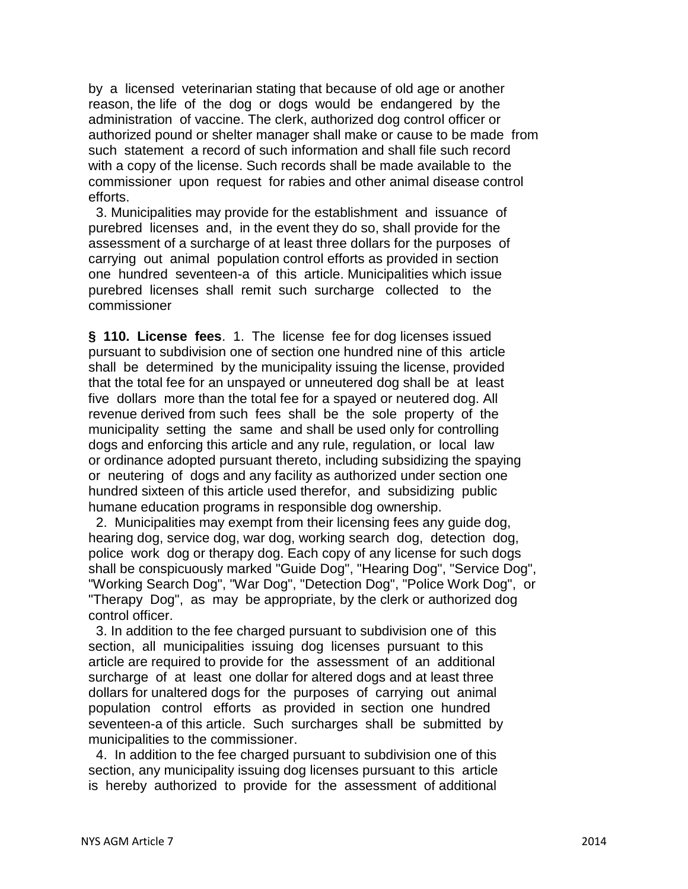by a licensed veterinarian stating that because of old age or another reason, the life of the dog or dogs would be endangered by the administration of vaccine. The clerk, authorized dog control officer or authorized pound or shelter manager shall make or cause to be made from such statement a record of such information and shall file such record with a copy of the license. Such records shall be made available to the commissioner upon request for rabies and other animal disease control efforts.

3. Municipalities may provide for the establishment and issuance of purebred licenses and, in the event they do so, shall provide for the assessment of a surcharge of at least three dollars for the purposes of carrying out animal population control efforts as provided in section one hundred seventeen-a of this article. Municipalities which issue purebred licenses shall remit such surcharge collected to the commissioner

**§ 110. License fees**. 1. The license fee for dog licenses issued pursuant to subdivision one of section one hundred nine of this article shall be determined by the municipality issuing the license, provided that the total fee for an unspayed or unneutered dog shall be at least five dollars more than the total fee for a spayed or neutered dog. All revenue derived from such fees shall be the sole property of the municipality setting the same and shall be used only for controlling dogs and enforcing this article and any rule, regulation, or local law or ordinance adopted pursuant thereto, including subsidizing the spaying or neutering of dogs and any facility as authorized under section one hundred sixteen of this article used therefor, and subsidizing public humane education programs in responsible dog ownership.

2. Municipalities may exempt from their licensing fees any guide dog, hearing dog, service dog, war dog, working search dog, detection dog, police work dog or therapy dog. Each copy of any license for such dogs shall be conspicuously marked "Guide Dog", "Hearing Dog", "Service Dog", "Working Search Dog", "War Dog", "Detection Dog", "Police Work Dog", or "Therapy Dog", as may be appropriate, by the clerk or authorized dog control officer.

3. In addition to the fee charged pursuant to subdivision one of this section, all municipalities issuing dog licenses pursuant to this article are required to provide for the assessment of an additional surcharge of at least one dollar for altered dogs and at least three dollars for unaltered dogs for the purposes of carrying out animal population control efforts as provided in section one hundred seventeen-a of this article. Such surcharges shall be submitted by municipalities to the commissioner.

4. In addition to the fee charged pursuant to subdivision one of this section, any municipality issuing dog licenses pursuant to this article is hereby authorized to provide for the assessment of additional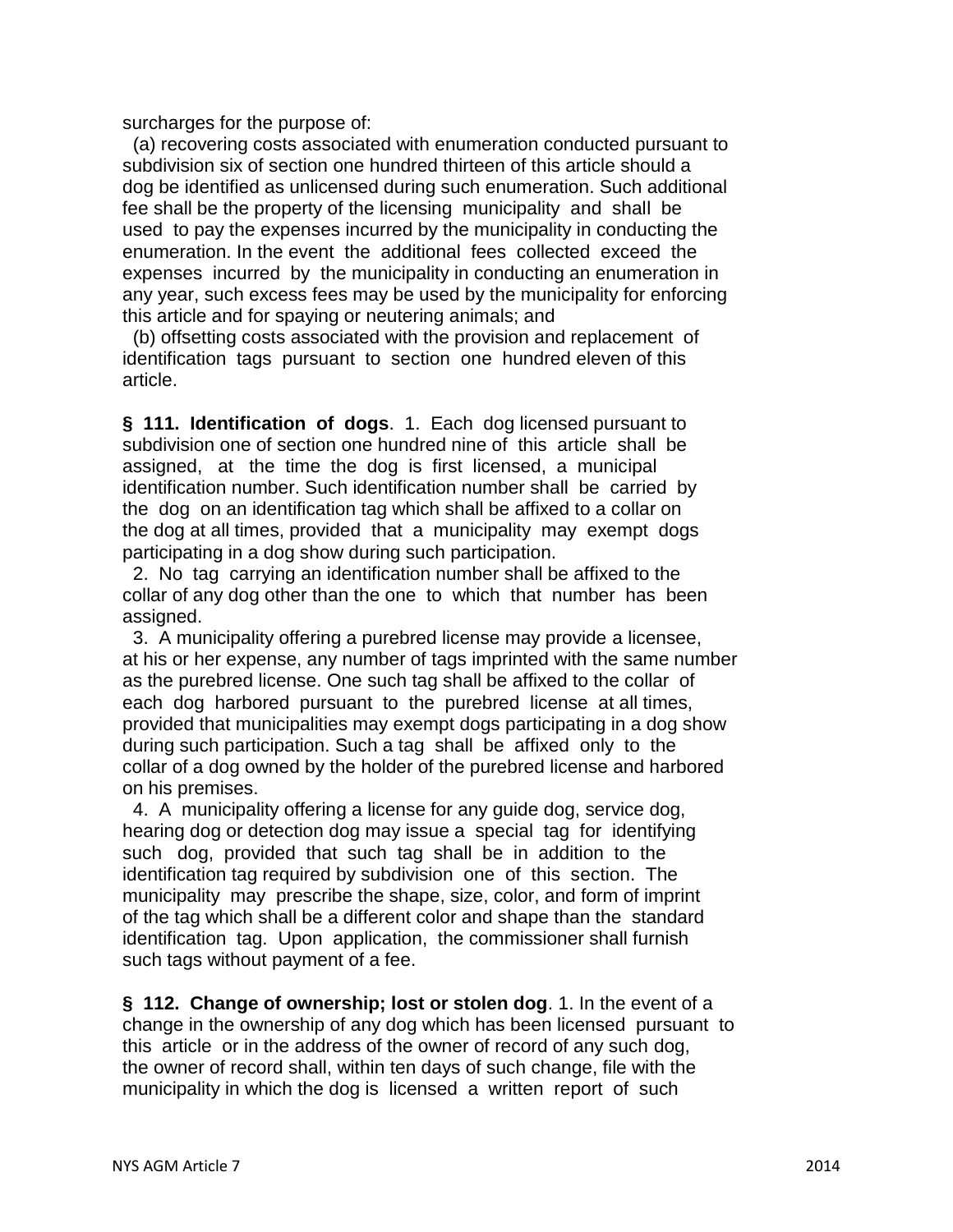surcharges for the purpose of:

(a) recovering costs associated with enumeration conducted pursuant to subdivision six of section one hundred thirteen of this article should a dog be identified as unlicensed during such enumeration. Such additional fee shall be the property of the licensing municipality and shall be used to pay the expenses incurred by the municipality in conducting the enumeration. In the event the additional fees collected exceed the expenses incurred by the municipality in conducting an enumeration in any year, such excess fees may be used by the municipality for enforcing this article and for spaying or neutering animals; and

(b) offsetting costs associated with the provision and replacement of identification tags pursuant to section one hundred eleven of this article.

**§ 111. Identification of dogs**. 1. Each dog licensed pursuant to subdivision one of section one hundred nine of this article shall be assigned, at the time the dog is first licensed, a municipal identification number. Such identification number shall be carried by the dog on an identification tag which shall be affixed to a collar on the dog at all times, provided that a municipality may exempt dogs participating in a dog show during such participation.

2. No tag carrying an identification number shall be affixed to the collar of any dog other than the one to which that number has been assigned.

3. A municipality offering a purebred license may provide a licensee, at his or her expense, any number of tags imprinted with the same number as the purebred license. One such tag shall be affixed to the collar of each dog harbored pursuant to the purebred license at all times, provided that municipalities may exempt dogs participating in a dog show during such participation. Such a tag shall be affixed only to the collar of a dog owned by the holder of the purebred license and harbored on his premises.

4. A municipality offering a license for any guide dog, service dog, hearing dog or detection dog may issue a special tag for identifying such dog, provided that such tag shall be in addition to the identification tag required by subdivision one of this section. The municipality may prescribe the shape, size, color, and form of imprint of the tag which shall be a different color and shape than the standard identification tag. Upon application, the commissioner shall furnish such tags without payment of a fee.

**§ 112. Change of ownership; lost or stolen dog**. 1. In the event of a change in the ownership of any dog which has been licensed pursuant to this article or in the address of the owner of record of any such dog, the owner of record shall, within ten days of such change, file with the municipality in which the dog is licensed a written report of such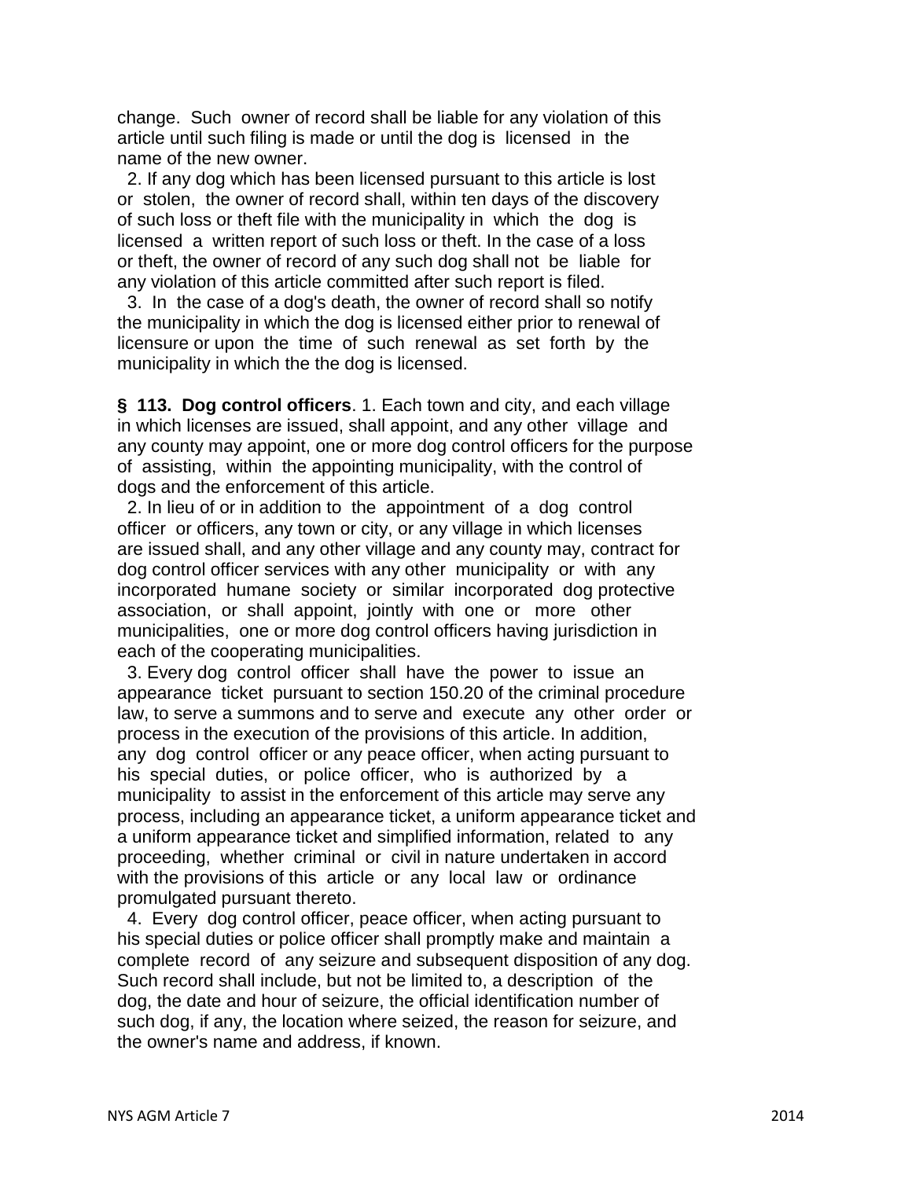change. Such owner of record shall be liable for any violation of this article until such filing is made or until the dog is licensed in the name of the new owner.

2. If any dog which has been licensed pursuant to this article is lost or stolen, the owner of record shall, within ten days of the discovery of such loss or theft file with the municipality in which the dog is licensed a written report of such loss or theft. In the case of a loss or theft, the owner of record of any such dog shall not be liable for any violation of this article committed after such report is filed.

3. In the case of a dog's death, the owner of record shall so notify the municipality in which the dog is licensed either prior to renewal of licensure or upon the time of such renewal as set forth by the municipality in which the the dog is licensed.

**§ 113. Dog control officers**. 1. Each town and city, and each village in which licenses are issued, shall appoint, and any other village and any county may appoint, one or more dog control officers for the purpose of assisting, within the appointing municipality, with the control of dogs and the enforcement of this article.

2. In lieu of or in addition to the appointment of a dog control officer or officers, any town or city, or any village in which licenses are issued shall, and any other village and any county may, contract for dog control officer services with any other municipality or with any incorporated humane society or similar incorporated dog protective association, or shall appoint, jointly with one or more other municipalities, one or more dog control officers having jurisdiction in each of the cooperating municipalities.

3. Every dog control officer shall have the power to issue an appearance ticket pursuant to section 150.20 of the criminal procedure law, to serve a summons and to serve and execute any other order or process in the execution of the provisions of this article. In addition, any dog control officer or any peace officer, when acting pursuant to his special duties, or police officer, who is authorized by a municipality to assist in the enforcement of this article may serve any process, including an appearance ticket, a uniform appearance ticket and a uniform appearance ticket and simplified information, related to any proceeding, whether criminal or civil in nature undertaken in accord with the provisions of this article or any local law or ordinance promulgated pursuant thereto.

4. Every dog control officer, peace officer, when acting pursuant to his special duties or police officer shall promptly make and maintain a complete record of any seizure and subsequent disposition of any dog. Such record shall include, but not be limited to, a description of the dog, the date and hour of seizure, the official identification number of such dog, if any, the location where seized, the reason for seizure, and the owner's name and address, if known.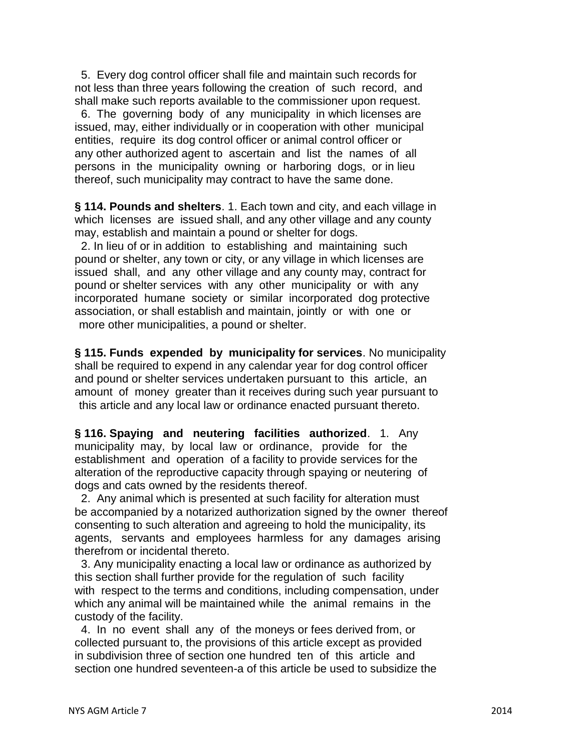5. Every dog control officer shall file and maintain such records for not less than three years following the creation of such record, and shall make such reports available to the commissioner upon request.

6. The governing body of any municipality in which licenses are issued, may, either individually or in cooperation with other municipal entities, require its dog control officer or animal control officer or any other authorized agent to ascertain and list the names of all persons in the municipality owning or harboring dogs, or in lieu thereof, such municipality may contract to have the same done.

**§ 114. Pounds and shelters**. 1. Each town and city, and each village in which licenses are issued shall, and any other village and any county may, establish and maintain a pound or shelter for dogs.

2. In lieu of or in addition to establishing and maintaining such pound or shelter, any town or city, or any village in which licenses are issued shall, and any other village and any county may, contract for pound or shelter services with any other municipality or with any incorporated humane society or similar incorporated dog protective association, or shall establish and maintain, jointly or with one or more other municipalities, a pound or shelter.

**§ 115. Funds expended by municipality for services**. No municipality shall be required to expend in any calendar year for dog control officer and pound or shelter services undertaken pursuant to this article, an amount of money greater than it receives during such year pursuant to this article and any local law or ordinance enacted pursuant thereto.

**§ 116. Spaying and neutering facilities authorized**. 1. Any municipality may, by local law or ordinance, provide for the establishment and operation of a facility to provide services for the alteration of the reproductive capacity through spaying or neutering of dogs and cats owned by the residents thereof.

2. Any animal which is presented at such facility for alteration must be accompanied by a notarized authorization signed by the owner thereof consenting to such alteration and agreeing to hold the municipality, its agents, servants and employees harmless for any damages arising therefrom or incidental thereto.

3. Any municipality enacting a local law or ordinance as authorized by this section shall further provide for the regulation of such facility with respect to the terms and conditions, including compensation, under which any animal will be maintained while the animal remains in the custody of the facility.

4. In no event shall any of the moneys or fees derived from, or collected pursuant to, the provisions of this article except as provided in subdivision three of section one hundred ten of this article and section one hundred seventeen-a of this article be used to subsidize the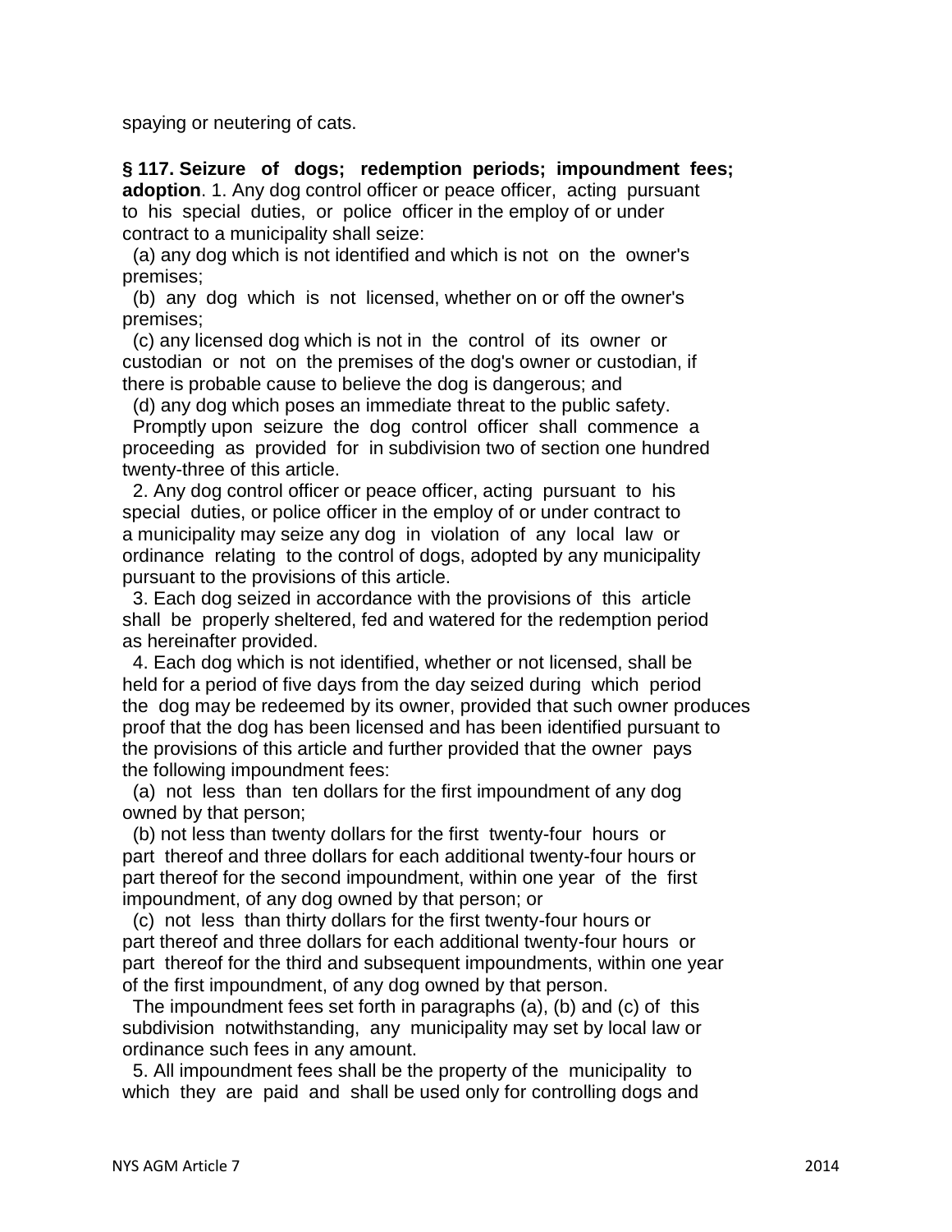spaying or neutering of cats.

**§ 117. Seizure of dogs; redemption periods; impoundment fees; adoption**. 1. Any dog control officer or peace officer, acting pursuant to his special duties, or police officer in the employ of or under contract to a municipality shall seize:

(a) any dog which is not identified and which is not on the owner's premises;

(b) any dog which is not licensed, whether on or off the owner's premises;

(c) any licensed dog which is not in the control of its owner or custodian or not on the premises of the dog's owner or custodian, if there is probable cause to believe the dog is dangerous; and

(d) any dog which poses an immediate threat to the public safety.

Promptly upon seizure the dog control officer shall commence a proceeding as provided for in subdivision two of section one hundred twenty-three of this article.

2. Any dog control officer or peace officer, acting pursuant to his special duties, or police officer in the employ of or under contract to a municipality may seize any dog in violation of any local law or ordinance relating to the control of dogs, adopted by any municipality pursuant to the provisions of this article.

3. Each dog seized in accordance with the provisions of this article shall be properly sheltered, fed and watered for the redemption period as hereinafter provided.

4. Each dog which is not identified, whether or not licensed, shall be held for a period of five days from the day seized during which period the dog may be redeemed by its owner, provided that such owner produces proof that the dog has been licensed and has been identified pursuant to the provisions of this article and further provided that the owner pays the following impoundment fees:

(a) not less than ten dollars for the first impoundment of any dog owned by that person;

(b) not less than twenty dollars for the first twenty-four hours or part thereof and three dollars for each additional twenty-four hours or part thereof for the second impoundment, within one year of the first impoundment, of any dog owned by that person; or

(c) not less than thirty dollars for the first twenty-four hours or part thereof and three dollars for each additional twenty-four hours or part thereof for the third and subsequent impoundments, within one year of the first impoundment, of any dog owned by that person.

The impoundment fees set forth in paragraphs (a), (b) and (c) of this subdivision notwithstanding, any municipality may set by local law or ordinance such fees in any amount.

5. All impoundment fees shall be the property of the municipality to which they are paid and shall be used only for controlling dogs and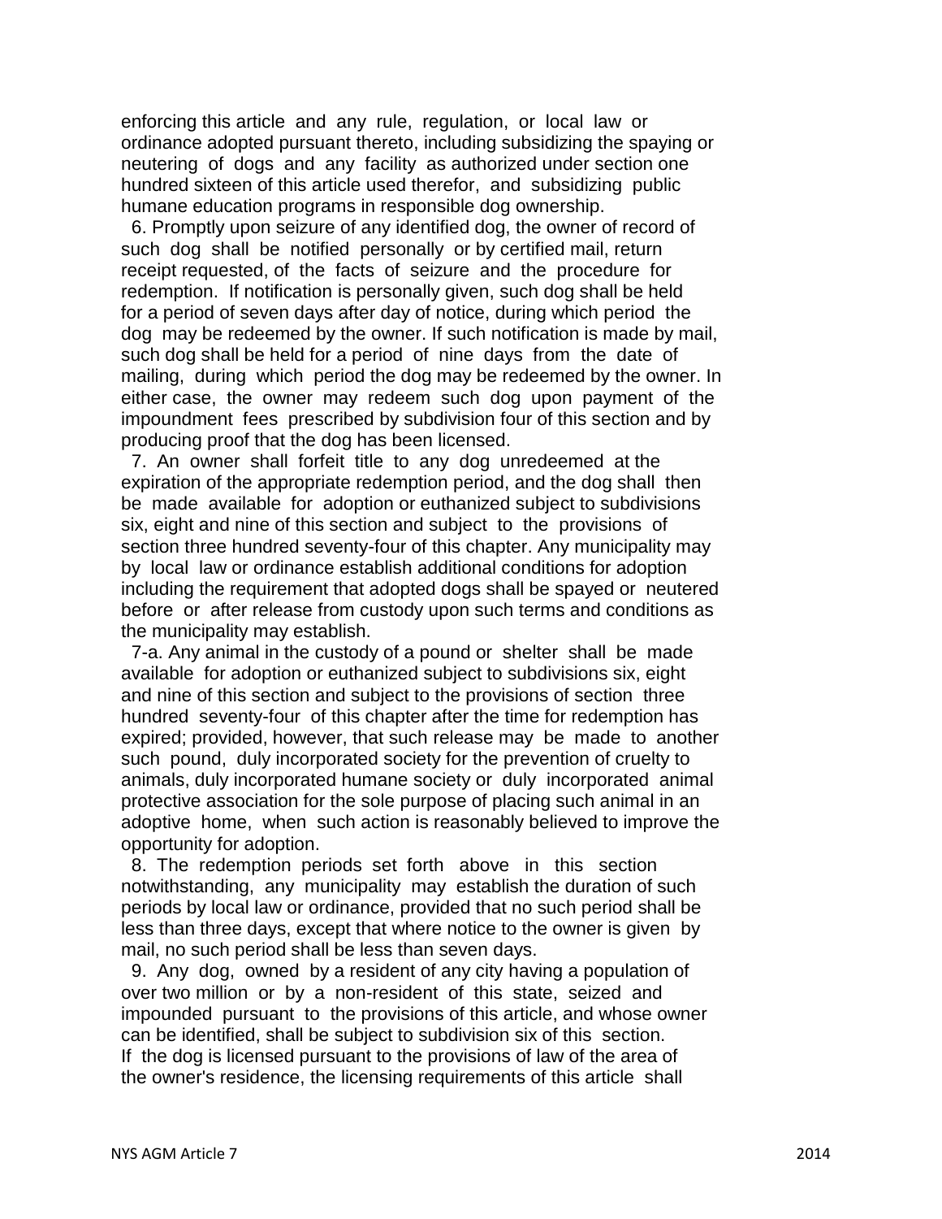enforcing this article and any rule, regulation, or local law or ordinance adopted pursuant thereto, including subsidizing the spaying or neutering of dogs and any facility as authorized under section one hundred sixteen of this article used therefor, and subsidizing public humane education programs in responsible dog ownership.

6. Promptly upon seizure of any identified dog, the owner of record of such dog shall be notified personally or by certified mail, return receipt requested, of the facts of seizure and the procedure for redemption. If notification is personally given, such dog shall be held for a period of seven days after day of notice, during which period the dog may be redeemed by the owner. If such notification is made by mail, such dog shall be held for a period of nine days from the date of mailing, during which period the dog may be redeemed by the owner. In either case, the owner may redeem such dog upon payment of the impoundment fees prescribed by subdivision four of this section and by producing proof that the dog has been licensed.

7. An owner shall forfeit title to any dog unredeemed at the expiration of the appropriate redemption period, and the dog shall then be made available for adoption or euthanized subject to subdivisions six, eight and nine of this section and subject to the provisions of section three hundred seventy-four of this chapter. Any municipality may by local law or ordinance establish additional conditions for adoption including the requirement that adopted dogs shall be spayed or neutered before or after release from custody upon such terms and conditions as the municipality may establish.

7-a. Any animal in the custody of a pound or shelter shall be made available for adoption or euthanized subject to subdivisions six, eight and nine of this section and subject to the provisions of section three hundred seventy-four of this chapter after the time for redemption has expired; provided, however, that such release may be made to another such pound, duly incorporated society for the prevention of cruelty to animals, duly incorporated humane society or duly incorporated animal protective association for the sole purpose of placing such animal in an adoptive home, when such action is reasonably believed to improve the opportunity for adoption.

8. The redemption periods set forth above in this section notwithstanding, any municipality may establish the duration of such periods by local law or ordinance, provided that no such period shall be less than three days, except that where notice to the owner is given by mail, no such period shall be less than seven days.

9. Any dog, owned by a resident of any city having a population of over two million or by a non-resident of this state, seized and impounded pursuant to the provisions of this article, and whose owner can be identified, shall be subject to subdivision six of this section. If the dog is licensed pursuant to the provisions of law of the area of the owner's residence, the licensing requirements of this article shall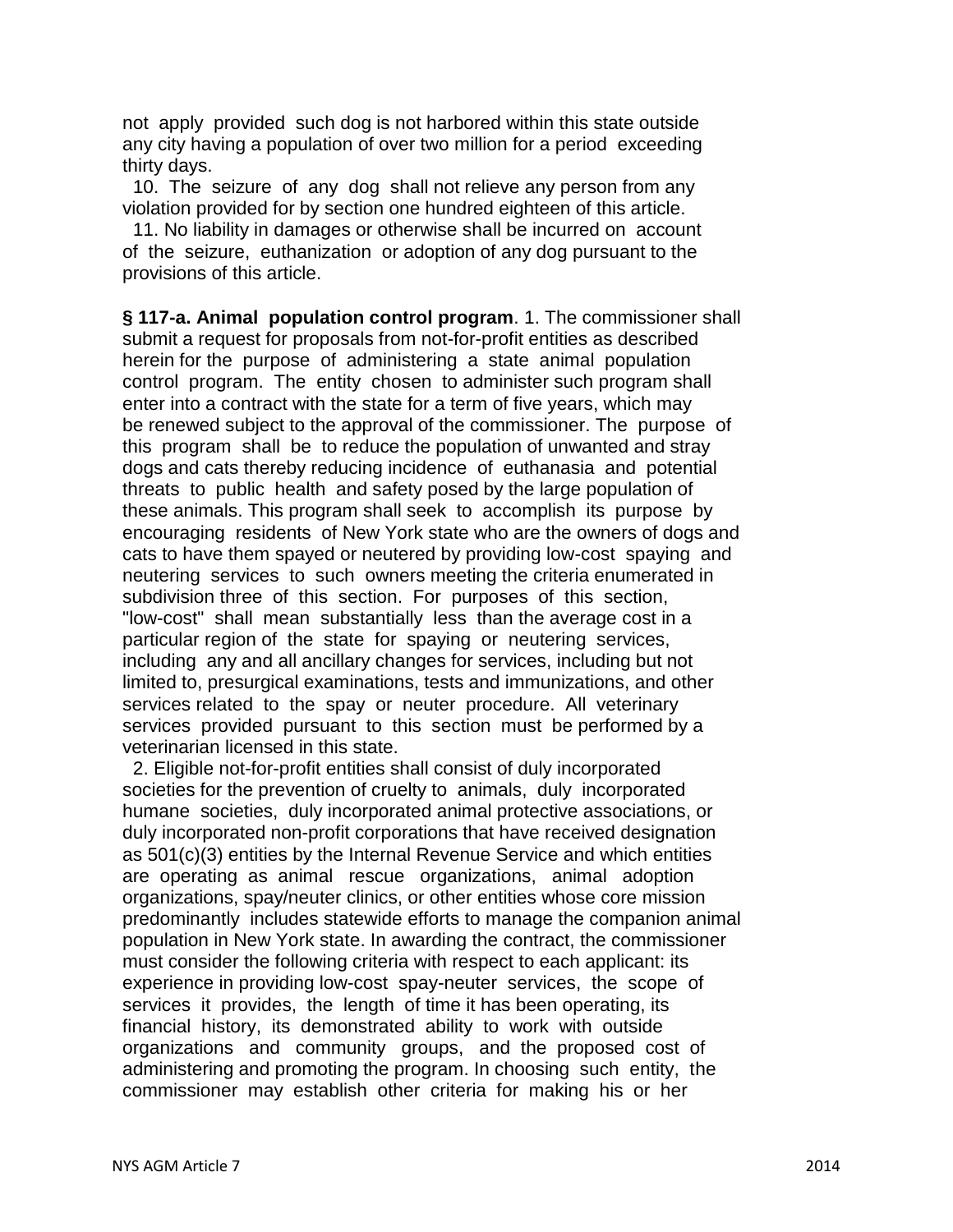not apply provided such dog is not harbored within this state outside any city having a population of over two million for a period exceeding thirty days.

10. The seizure of any dog shall not relieve any person from any violation provided for by section one hundred eighteen of this article.

11. No liability in damages or otherwise shall be incurred on account of the seizure, euthanization or adoption of any dog pursuant to the provisions of this article.

**§ 117-a. Animal population control program**. 1. The commissioner shall submit a request for proposals from not-for-profit entities as described herein for the purpose of administering a state animal population control program. The entity chosen to administer such program shall enter into a contract with the state for a term of five years, which may be renewed subject to the approval of the commissioner. The purpose of this program shall be to reduce the population of unwanted and stray dogs and cats thereby reducing incidence of euthanasia and potential threats to public health and safety posed by the large population of these animals. This program shall seek to accomplish its purpose by encouraging residents of New York state who are the owners of dogs and cats to have them spayed or neutered by providing low-cost spaying and neutering services to such owners meeting the criteria enumerated in subdivision three of this section. For purposes of this section, "low-cost" shall mean substantially less than the average cost in a particular region of the state for spaying or neutering services, including any and all ancillary changes for services, including but not limited to, presurgical examinations, tests and immunizations, and other services related to the spay or neuter procedure. All veterinary services provided pursuant to this section must be performed by a veterinarian licensed in this state.

2. Eligible not-for-profit entities shall consist of duly incorporated societies for the prevention of cruelty to animals, duly incorporated humane societies, duly incorporated animal protective associations, or duly incorporated non-profit corporations that have received designation as 501(c)(3) entities by the Internal Revenue Service and which entities are operating as animal rescue organizations, animal adoption organizations, spay/neuter clinics, or other entities whose core mission predominantly includes statewide efforts to manage the companion animal population in New York state. In awarding the contract, the commissioner must consider the following criteria with respect to each applicant: its experience in providing low-cost spay-neuter services, the scope of services it provides, the length of time it has been operating, its financial history, its demonstrated ability to work with outside organizations and community groups, and the proposed cost of administering and promoting the program. In choosing such entity, the commissioner may establish other criteria for making his or her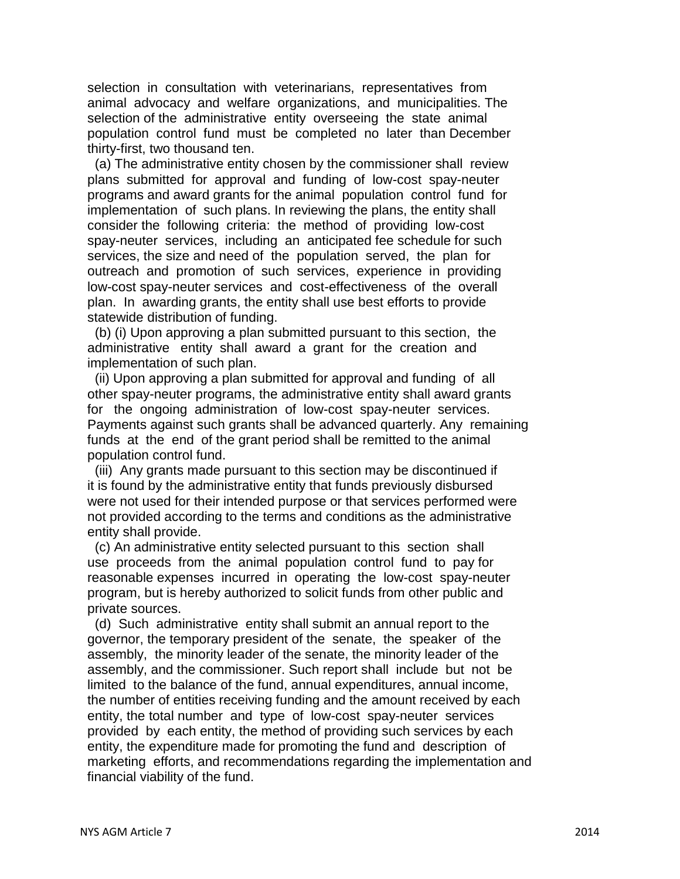selection in consultation with veterinarians, representatives from animal advocacy and welfare organizations, and municipalities. The selection of the administrative entity overseeing the state animal population control fund must be completed no later than December thirty-first, two thousand ten.

(a) The administrative entity chosen by the commissioner shall review plans submitted for approval and funding of low-cost spay-neuter programs and award grants for the animal population control fund for implementation of such plans. In reviewing the plans, the entity shall consider the following criteria: the method of providing low-cost spay-neuter services, including an anticipated fee schedule for such services, the size and need of the population served, the plan for outreach and promotion of such services, experience in providing low-cost spay-neuter services and cost-effectiveness of the overall plan. In awarding grants, the entity shall use best efforts to provide statewide distribution of funding.

(b) (i) Upon approving a plan submitted pursuant to this section, the administrative entity shall award a grant for the creation and implementation of such plan.

(ii) Upon approving a plan submitted for approval and funding of all other spay-neuter programs, the administrative entity shall award grants for the ongoing administration of low-cost spay-neuter services. Payments against such grants shall be advanced quarterly. Any remaining funds at the end of the grant period shall be remitted to the animal population control fund.

(iii) Any grants made pursuant to this section may be discontinued if it is found by the administrative entity that funds previously disbursed were not used for their intended purpose or that services performed were not provided according to the terms and conditions as the administrative entity shall provide.

(c) An administrative entity selected pursuant to this section shall use proceeds from the animal population control fund to pay for reasonable expenses incurred in operating the low-cost spay-neuter program, but is hereby authorized to solicit funds from other public and private sources.

(d) Such administrative entity shall submit an annual report to the governor, the temporary president of the senate, the speaker of the assembly, the minority leader of the senate, the minority leader of the assembly, and the commissioner. Such report shall include but not be limited to the balance of the fund, annual expenditures, annual income, the number of entities receiving funding and the amount received by each entity, the total number and type of low-cost spay-neuter services provided by each entity, the method of providing such services by each entity, the expenditure made for promoting the fund and description of marketing efforts, and recommendations regarding the implementation and financial viability of the fund.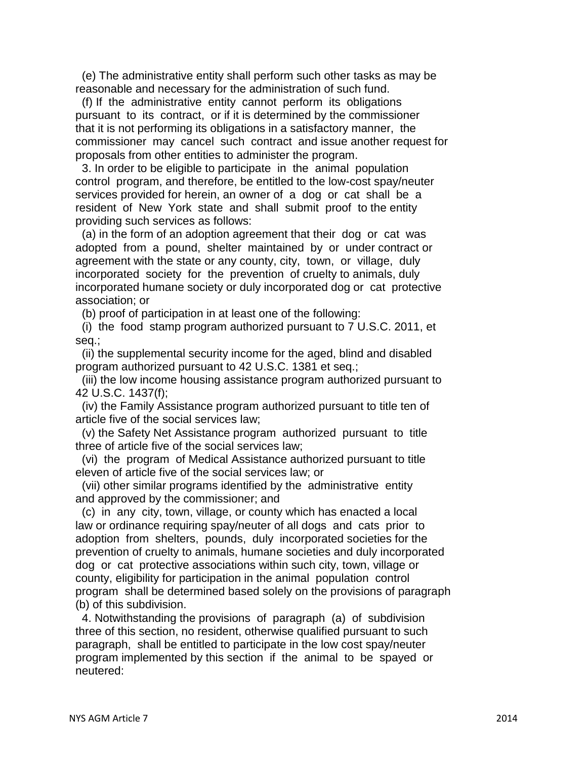(e) The administrative entity shall perform such other tasks as may be reasonable and necessary for the administration of such fund.

(f) If the administrative entity cannot perform its obligations pursuant to its contract, or if it is determined by the commissioner that it is not performing its obligations in a satisfactory manner, the commissioner may cancel such contract and issue another request for proposals from other entities to administer the program.

3. In order to be eligible to participate in the animal population control program, and therefore, be entitled to the low-cost spay/neuter services provided for herein, an owner of a dog or cat shall be a resident of New York state and shall submit proof to the entity providing such services as follows:

(a) in the form of an adoption agreement that their dog or cat was adopted from a pound, shelter maintained by or under contract or agreement with the state or any county, city, town, or village, duly incorporated society for the prevention of cruelty to animals, duly incorporated humane society or duly incorporated dog or cat protective association; or

(b) proof of participation in at least one of the following:

(i) the food stamp program authorized pursuant to 7 U.S.C. 2011, et seq.;

(ii) the supplemental security income for the aged, blind and disabled program authorized pursuant to 42 U.S.C. 1381 et seq.;

(iii) the low income housing assistance program authorized pursuant to 42 U.S.C. 1437(f);

(iv) the Family Assistance program authorized pursuant to title ten of article five of the social services law;

(v) the Safety Net Assistance program authorized pursuant to title three of article five of the social services law;

(vi) the program of Medical Assistance authorized pursuant to title eleven of article five of the social services law; or

(vii) other similar programs identified by the administrative entity and approved by the commissioner; and

(c) in any city, town, village, or county which has enacted a local law or ordinance requiring spay/neuter of all dogs and cats prior to adoption from shelters, pounds, duly incorporated societies for the prevention of cruelty to animals, humane societies and duly incorporated dog or cat protective associations within such city, town, village or county, eligibility for participation in the animal population control program shall be determined based solely on the provisions of paragraph (b) of this subdivision.

4. Notwithstanding the provisions of paragraph (a) of subdivision three of this section, no resident, otherwise qualified pursuant to such paragraph, shall be entitled to participate in the low cost spay/neuter program implemented by this section if the animal to be spayed or neutered: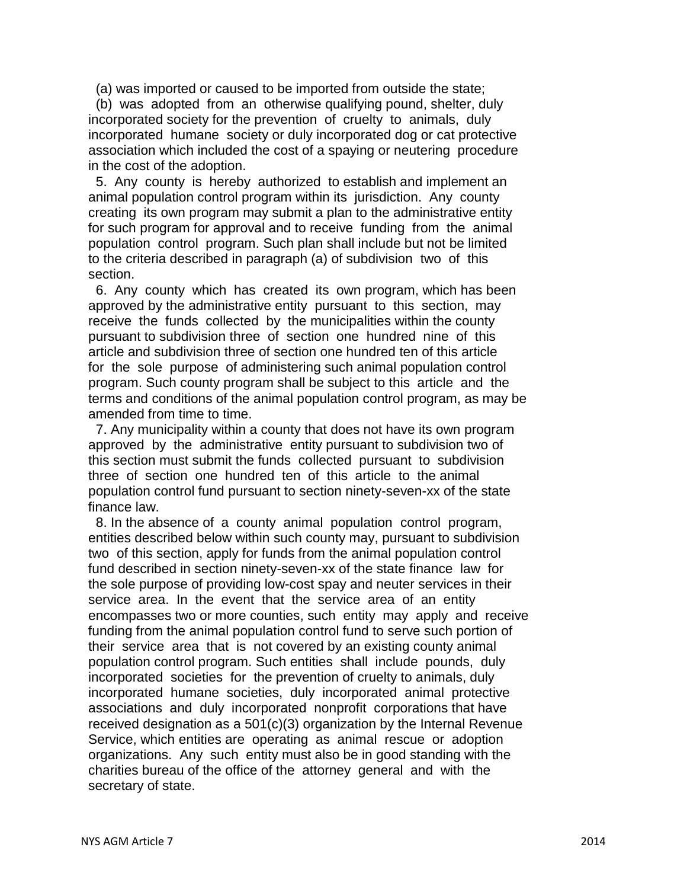(a) was imported or caused to be imported from outside the state;

(b) was adopted from an otherwise qualifying pound, shelter, duly incorporated society for the prevention of cruelty to animals, duly incorporated humane society or duly incorporated dog or cat protective association which included the cost of a spaying or neutering procedure in the cost of the adoption.

5. Any county is hereby authorized to establish and implement an animal population control program within its jurisdiction. Any county creating its own program may submit a plan to the administrative entity for such program for approval and to receive funding from the animal population control program. Such plan shall include but not be limited to the criteria described in paragraph (a) of subdivision two of this section.

6. Any county which has created its own program, which has been approved by the administrative entity pursuant to this section, may receive the funds collected by the municipalities within the county pursuant to subdivision three of section one hundred nine of this article and subdivision three of section one hundred ten of this article for the sole purpose of administering such animal population control program. Such county program shall be subject to this article and the terms and conditions of the animal population control program, as may be amended from time to time.

7. Any municipality within a county that does not have its own program approved by the administrative entity pursuant to subdivision two of this section must submit the funds collected pursuant to subdivision three of section one hundred ten of this article to the animal population control fund pursuant to section ninety-seven-xx of the state finance law.

8. In the absence of a county animal population control program, entities described below within such county may, pursuant to subdivision two of this section, apply for funds from the animal population control fund described in section ninety-seven-xx of the state finance law for the sole purpose of providing low-cost spay and neuter services in their service area. In the event that the service area of an entity encompasses two or more counties, such entity may apply and receive funding from the animal population control fund to serve such portion of their service area that is not covered by an existing county animal population control program. Such entities shall include pounds, duly incorporated societies for the prevention of cruelty to animals, duly incorporated humane societies, duly incorporated animal protective associations and duly incorporated nonprofit corporations that have received designation as a 501(c)(3) organization by the Internal Revenue Service, which entities are operating as animal rescue or adoption organizations. Any such entity must also be in good standing with the charities bureau of the office of the attorney general and with the secretary of state.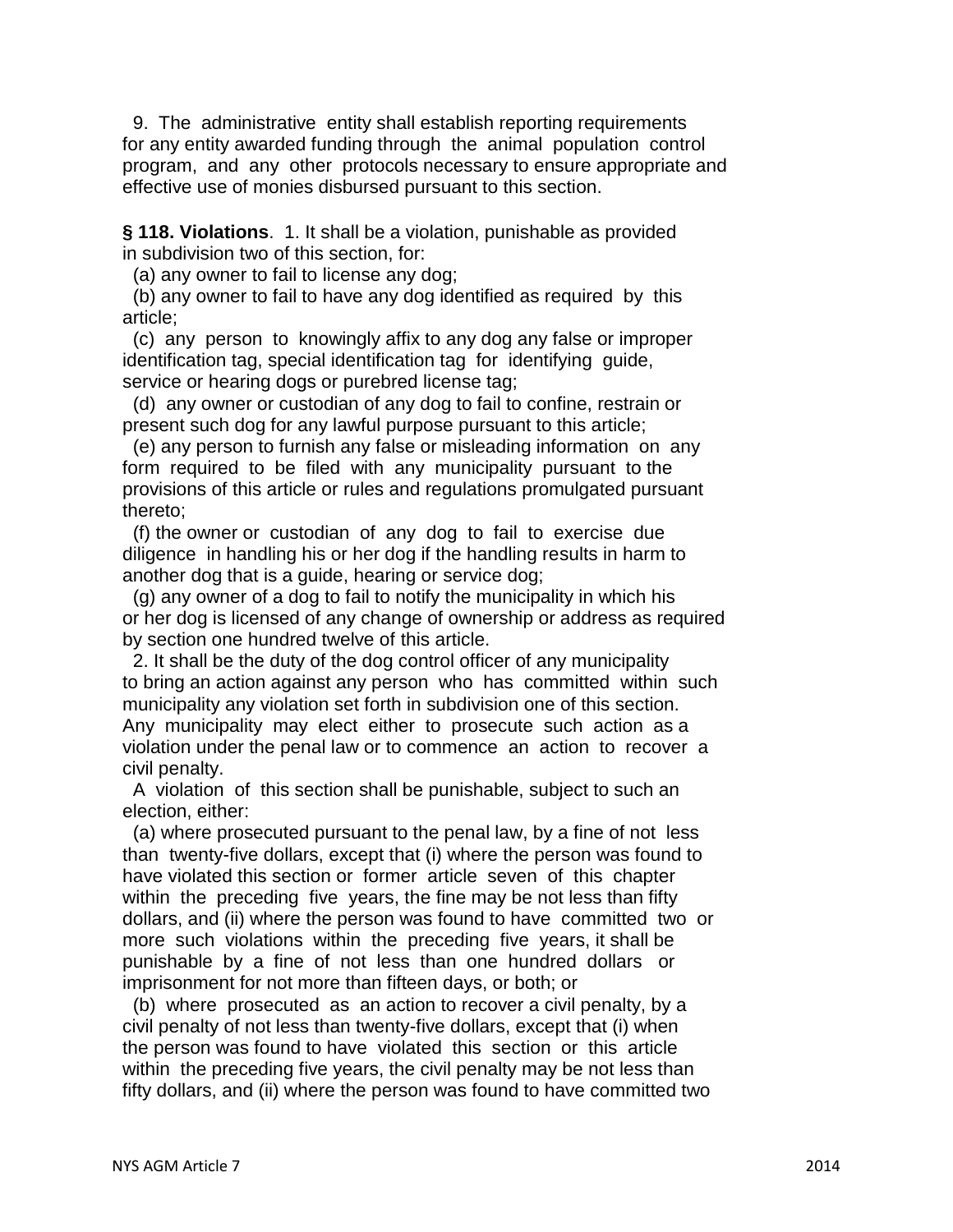9. The administrative entity shall establish reporting requirements for any entity awarded funding through the animal population control program, and any other protocols necessary to ensure appropriate and effective use of monies disbursed pursuant to this section.

**§ 118. Violations**. 1. It shall be a violation, punishable as provided in subdivision two of this section, for:

(a) any owner to fail to license any dog;

(b) any owner to fail to have any dog identified as required by this article;

(c) any person to knowingly affix to any dog any false or improper identification tag, special identification tag for identifying guide, service or hearing dogs or purebred license tag;

(d) any owner or custodian of any dog to fail to confine, restrain or present such dog for any lawful purpose pursuant to this article;

(e) any person to furnish any false or misleading information on any form required to be filed with any municipality pursuant to the provisions of this article or rules and regulations promulgated pursuant thereto;

(f) the owner or custodian of any dog to fail to exercise due diligence in handling his or her dog if the handling results in harm to another dog that is a guide, hearing or service dog;

(g) any owner of a dog to fail to notify the municipality in which his or her dog is licensed of any change of ownership or address as required by section one hundred twelve of this article.

2. It shall be the duty of the dog control officer of any municipality to bring an action against any person who has committed within such municipality any violation set forth in subdivision one of this section. Any municipality may elect either to prosecute such action as a violation under the penal law or to commence an action to recover a civil penalty.

A violation of this section shall be punishable, subject to such an election, either:

(a) where prosecuted pursuant to the penal law, by a fine of not less than twenty-five dollars, except that (i) where the person was found to have violated this section or former article seven of this chapter within the preceding five years, the fine may be not less than fifty dollars, and (ii) where the person was found to have committed two or more such violations within the preceding five years, it shall be punishable by a fine of not less than one hundred dollars or imprisonment for not more than fifteen days, or both; or

(b) where prosecuted as an action to recover a civil penalty, by a civil penalty of not less than twenty-five dollars, except that (i) when the person was found to have violated this section or this article within the preceding five years, the civil penalty may be not less than fifty dollars, and (ii) where the person was found to have committed two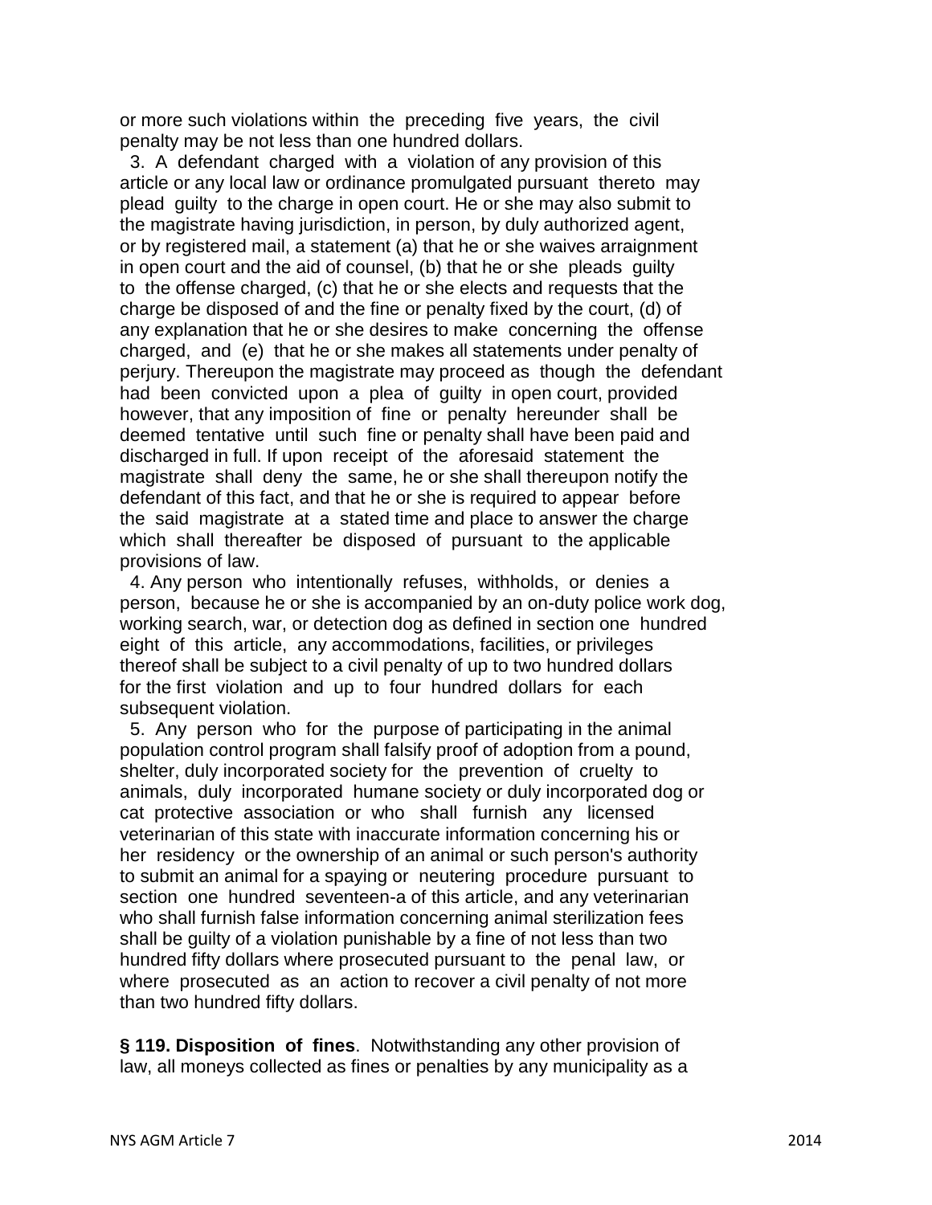or more such violations within the preceding five years, the civil penalty may be not less than one hundred dollars.

3. A defendant charged with a violation of any provision of this article or any local law or ordinance promulgated pursuant thereto may plead guilty to the charge in open court. He or she may also submit to the magistrate having jurisdiction, in person, by duly authorized agent, or by registered mail, a statement (a) that he or she waives arraignment in open court and the aid of counsel, (b) that he or she pleads guilty to the offense charged, (c) that he or she elects and requests that the charge be disposed of and the fine or penalty fixed by the court, (d) of any explanation that he or she desires to make concerning the offense charged, and (e) that he or she makes all statements under penalty of perjury. Thereupon the magistrate may proceed as though the defendant had been convicted upon a plea of guilty in open court, provided however, that any imposition of fine or penalty hereunder shall be deemed tentative until such fine or penalty shall have been paid and discharged in full. If upon receipt of the aforesaid statement the magistrate shall deny the same, he or she shall thereupon notify the defendant of this fact, and that he or she is required to appear before the said magistrate at a stated time and place to answer the charge which shall thereafter be disposed of pursuant to the applicable provisions of law.

4. Any person who intentionally refuses, withholds, or denies a person, because he or she is accompanied by an on-duty police work dog, working search, war, or detection dog as defined in section one hundred eight of this article, any accommodations, facilities, or privileges thereof shall be subject to a civil penalty of up to two hundred dollars for the first violation and up to four hundred dollars for each subsequent violation.

5. Any person who for the purpose of participating in the animal population control program shall falsify proof of adoption from a pound, shelter, duly incorporated society for the prevention of cruelty to animals, duly incorporated humane society or duly incorporated dog or cat protective association or who shall furnish any licensed veterinarian of this state with inaccurate information concerning his or her residency or the ownership of an animal or such person's authority to submit an animal for a spaying or neutering procedure pursuant to section one hundred seventeen-a of this article, and any veterinarian who shall furnish false information concerning animal sterilization fees shall be guilty of a violation punishable by a fine of not less than two hundred fifty dollars where prosecuted pursuant to the penal law, or where prosecuted as an action to recover a civil penalty of not more than two hundred fifty dollars.

**§ 119. Disposition of fines**. Notwithstanding any other provision of law, all moneys collected as fines or penalties by any municipality as a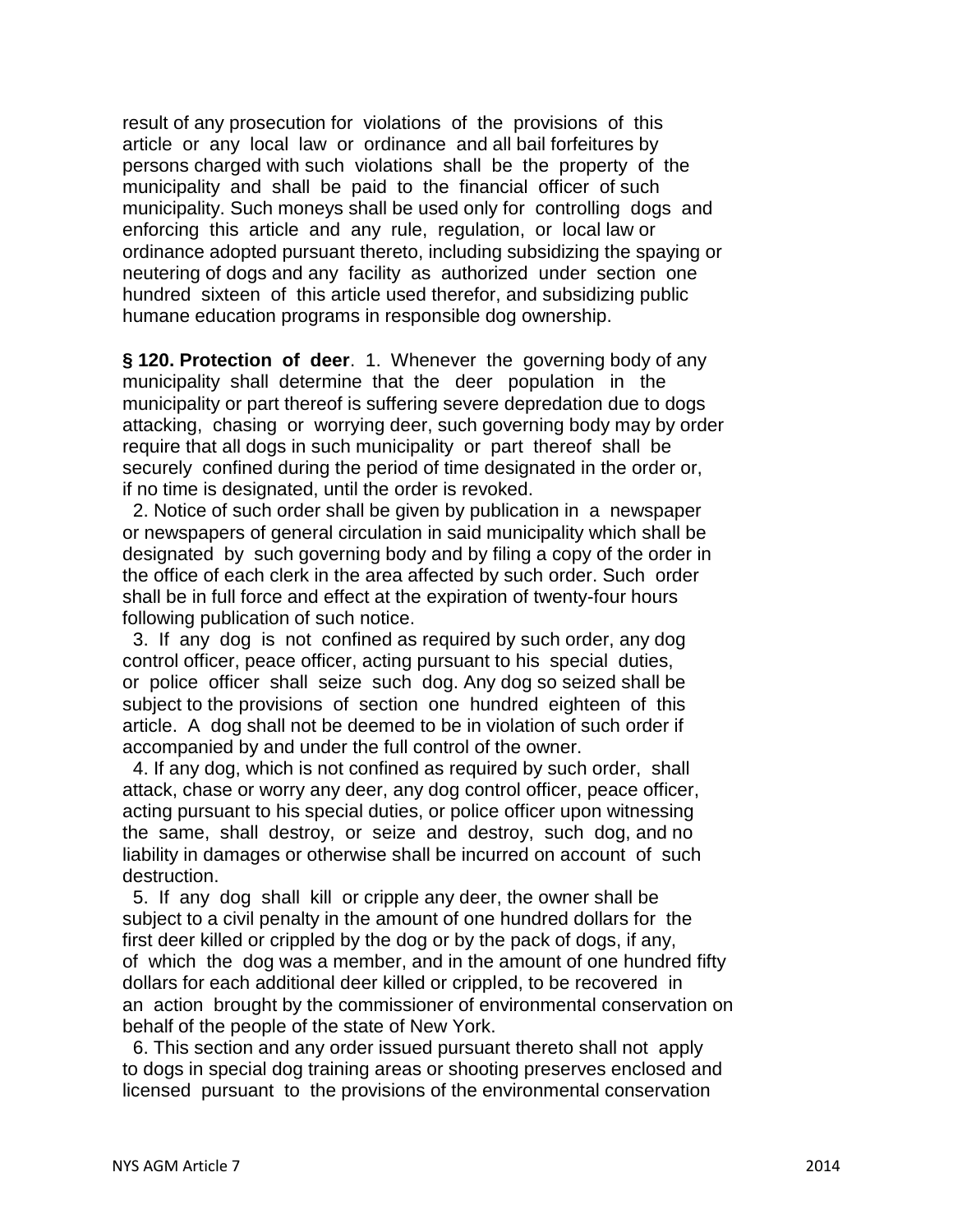result of any prosecution for violations of the provisions of this article or any local law or ordinance and all bail forfeitures by persons charged with such violations shall be the property of the municipality and shall be paid to the financial officer of such municipality. Such moneys shall be used only for controlling dogs and enforcing this article and any rule, regulation, or local law or ordinance adopted pursuant thereto, including subsidizing the spaying or neutering of dogs and any facility as authorized under section one hundred sixteen of this article used therefor, and subsidizing public humane education programs in responsible dog ownership.

**§ 120. Protection of deer**. 1. Whenever the governing body of any municipality shall determine that the deer population in the municipality or part thereof is suffering severe depredation due to dogs attacking, chasing or worrying deer, such governing body may by order require that all dogs in such municipality or part thereof shall be securely confined during the period of time designated in the order or, if no time is designated, until the order is revoked.

2. Notice of such order shall be given by publication in a newspaper or newspapers of general circulation in said municipality which shall be designated by such governing body and by filing a copy of the order in the office of each clerk in the area affected by such order. Such order shall be in full force and effect at the expiration of twenty-four hours following publication of such notice.

3. If any dog is not confined as required by such order, any dog control officer, peace officer, acting pursuant to his special duties, or police officer shall seize such dog. Any dog so seized shall be subject to the provisions of section one hundred eighteen of this article. A dog shall not be deemed to be in violation of such order if accompanied by and under the full control of the owner.

4. If any dog, which is not confined as required by such order, shall attack, chase or worry any deer, any dog control officer, peace officer, acting pursuant to his special duties, or police officer upon witnessing the same, shall destroy, or seize and destroy, such dog, and no liability in damages or otherwise shall be incurred on account of such destruction.

5. If any dog shall kill or cripple any deer, the owner shall be subject to a civil penalty in the amount of one hundred dollars for the first deer killed or crippled by the dog or by the pack of dogs, if any, of which the dog was a member, and in the amount of one hundred fifty dollars for each additional deer killed or crippled, to be recovered in an action brought by the commissioner of environmental conservation on behalf of the people of the state of New York.

6. This section and any order issued pursuant thereto shall not apply to dogs in special dog training areas or shooting preserves enclosed and licensed pursuant to the provisions of the environmental conservation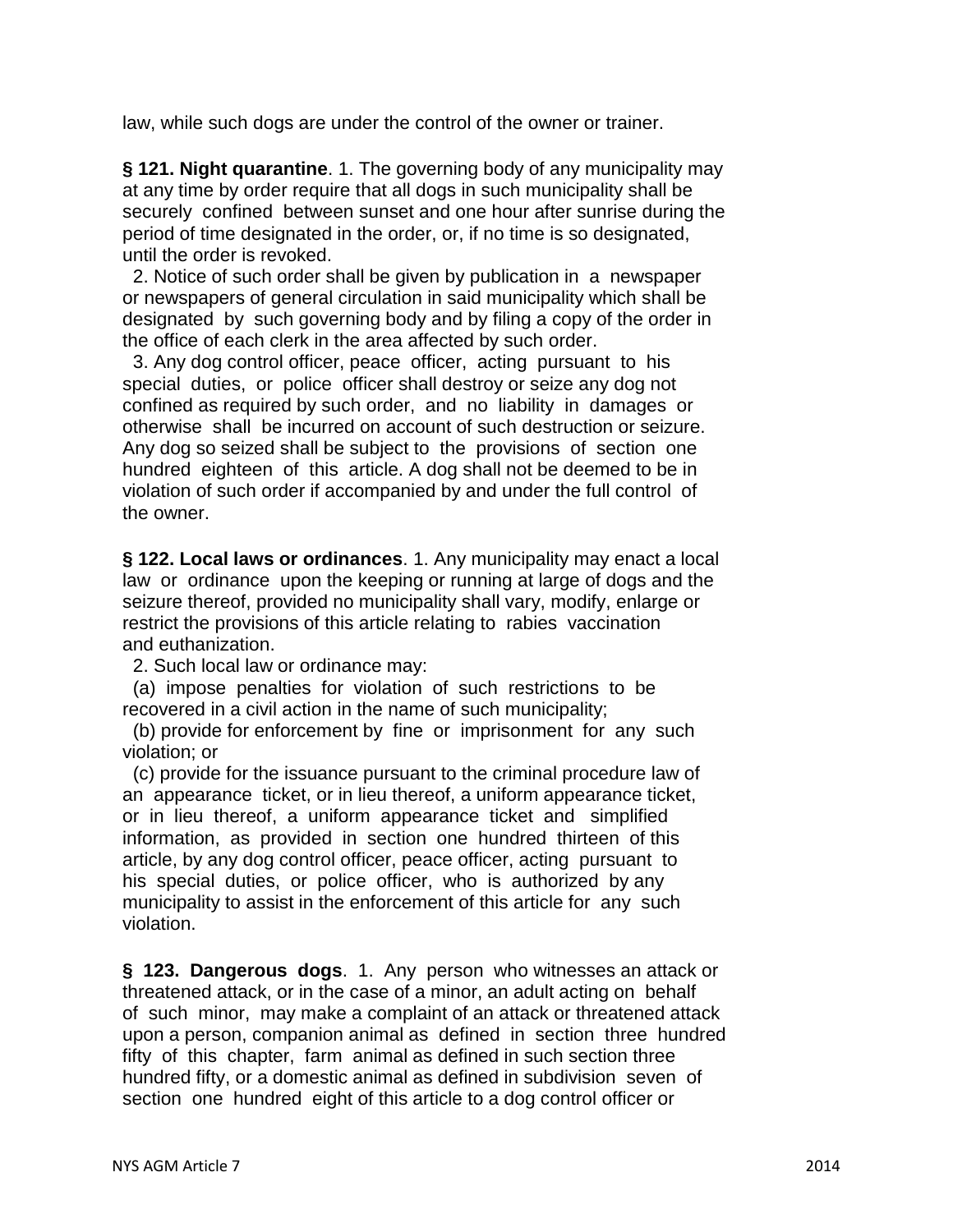law, while such dogs are under the control of the owner or trainer.

**§ 121. Night quarantine**. 1. The governing body of any municipality may at any time by order require that all dogs in such municipality shall be securely confined between sunset and one hour after sunrise during the period of time designated in the order, or, if no time is so designated, until the order is revoked.

2. Notice of such order shall be given by publication in a newspaper or newspapers of general circulation in said municipality which shall be designated by such governing body and by filing a copy of the order in the office of each clerk in the area affected by such order.

3. Any dog control officer, peace officer, acting pursuant to his special duties, or police officer shall destroy or seize any dog not confined as required by such order, and no liability in damages or otherwise shall be incurred on account of such destruction or seizure. Any dog so seized shall be subject to the provisions of section one hundred eighteen of this article. A dog shall not be deemed to be in violation of such order if accompanied by and under the full control of the owner.

**§ 122. Local laws or ordinances**. 1. Any municipality may enact a local law or ordinance upon the keeping or running at large of dogs and the seizure thereof, provided no municipality shall vary, modify, enlarge or restrict the provisions of this article relating to rabies vaccination and euthanization.

2. Such local law or ordinance may:

(a) impose penalties for violation of such restrictions to be recovered in a civil action in the name of such municipality;

(b) provide for enforcement by fine or imprisonment for any such violation; or

(c) provide for the issuance pursuant to the criminal procedure law of an appearance ticket, or in lieu thereof, a uniform appearance ticket, or in lieu thereof, a uniform appearance ticket and simplified information, as provided in section one hundred thirteen of this article, by any dog control officer, peace officer, acting pursuant to his special duties, or police officer, who is authorized by any municipality to assist in the enforcement of this article for any such violation.

**§ 123. Dangerous dogs**. 1. Any person who witnesses an attack or threatened attack, or in the case of a minor, an adult acting on behalf of such minor, may make a complaint of an attack or threatened attack upon a person, companion animal as defined in section three hundred fifty of this chapter, farm animal as defined in such section three hundred fifty, or a domestic animal as defined in subdivision seven of section one hundred eight of this article to a dog control officer or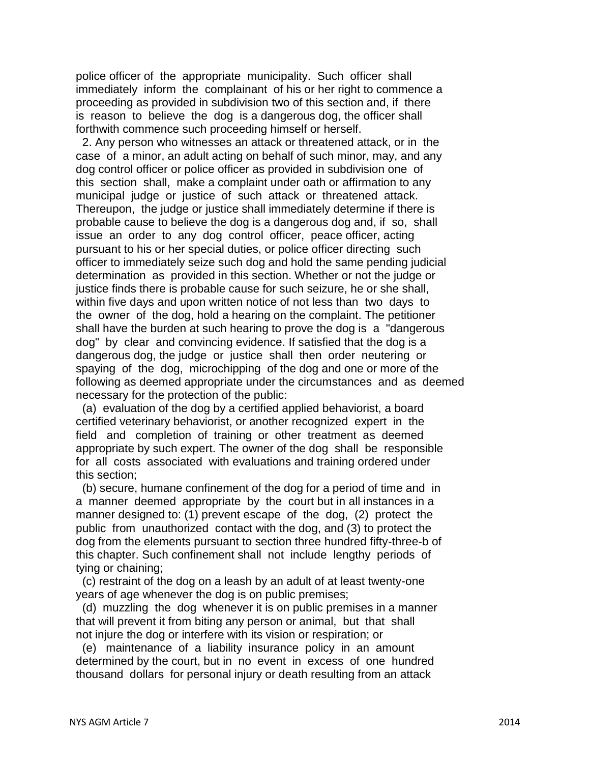police officer of the appropriate municipality. Such officer shall immediately inform the complainant of his or her right to commence a proceeding as provided in subdivision two of this section and, if there is reason to believe the dog is a dangerous dog, the officer shall forthwith commence such proceeding himself or herself.

2. Any person who witnesses an attack or threatened attack, or in the case of a minor, an adult acting on behalf of such minor, may, and any dog control officer or police officer as provided in subdivision one of this section shall, make a complaint under oath or affirmation to any municipal judge or justice of such attack or threatened attack. Thereupon, the judge or justice shall immediately determine if there is probable cause to believe the dog is a dangerous dog and, if so, shall issue an order to any dog control officer, peace officer, acting pursuant to his or her special duties, or police officer directing such officer to immediately seize such dog and hold the same pending judicial determination as provided in this section. Whether or not the judge or justice finds there is probable cause for such seizure, he or she shall, within five days and upon written notice of not less than two days to the owner of the dog, hold a hearing on the complaint. The petitioner shall have the burden at such hearing to prove the dog is a "dangerous dog" by clear and convincing evidence. If satisfied that the dog is a dangerous dog, the judge or justice shall then order neutering or spaying of the dog, microchipping of the dog and one or more of the following as deemed appropriate under the circumstances and as deemed necessary for the protection of the public:

(a) evaluation of the dog by a certified applied behaviorist, a board certified veterinary behaviorist, or another recognized expert in the field and completion of training or other treatment as deemed appropriate by such expert. The owner of the dog shall be responsible for all costs associated with evaluations and training ordered under this section;

(b) secure, humane confinement of the dog for a period of time and in a manner deemed appropriate by the court but in all instances in a manner designed to: (1) prevent escape of the dog, (2) protect the public from unauthorized contact with the dog, and (3) to protect the dog from the elements pursuant to section three hundred fifty-three-b of this chapter. Such confinement shall not include lengthy periods of tying or chaining;

(c) restraint of the dog on a leash by an adult of at least twenty-one years of age whenever the dog is on public premises;

(d) muzzling the dog whenever it is on public premises in a manner that will prevent it from biting any person or animal, but that shall not injure the dog or interfere with its vision or respiration; or

(e) maintenance of a liability insurance policy in an amount determined by the court, but in no event in excess of one hundred thousand dollars for personal injury or death resulting from an attack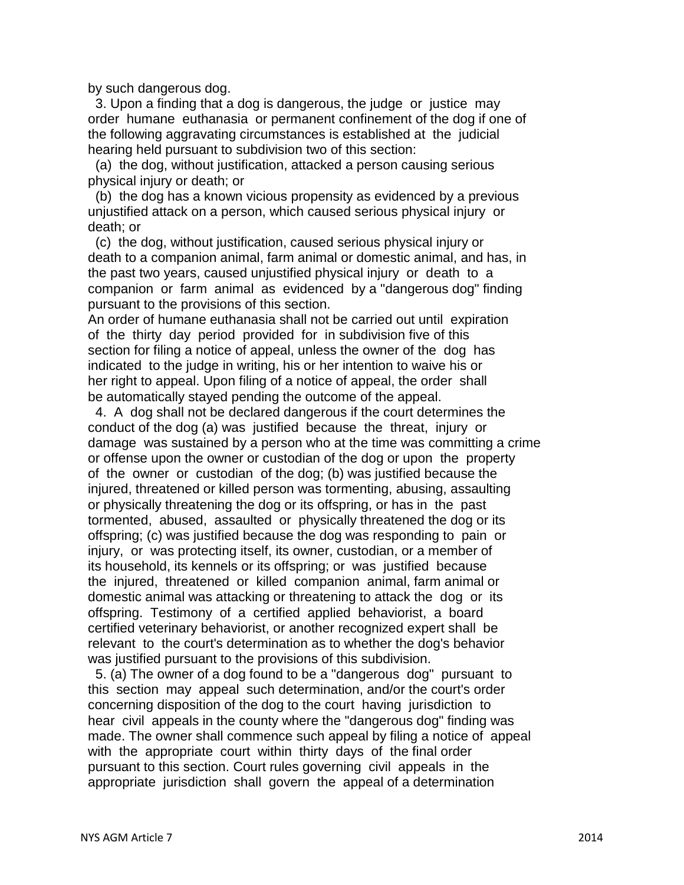by such dangerous dog.

3. Upon a finding that a dog is dangerous, the judge or justice may order humane euthanasia or permanent confinement of the dog if one of the following aggravating circumstances is established at the judicial hearing held pursuant to subdivision two of this section:

(a) the dog, without justification, attacked a person causing serious physical injury or death; or

(b) the dog has a known vicious propensity as evidenced by a previous unjustified attack on a person, which caused serious physical injury or death; or

(c) the dog, without justification, caused serious physical injury or death to a companion animal, farm animal or domestic animal, and has, in the past two years, caused unjustified physical injury or death to a companion or farm animal as evidenced by a "dangerous dog" finding pursuant to the provisions of this section.

An order of humane euthanasia shall not be carried out until expiration of the thirty day period provided for in subdivision five of this section for filing a notice of appeal, unless the owner of the dog has indicated to the judge in writing, his or her intention to waive his or her right to appeal. Upon filing of a notice of appeal, the order shall be automatically stayed pending the outcome of the appeal.

4. A dog shall not be declared dangerous if the court determines the conduct of the dog (a) was justified because the threat, injury or damage was sustained by a person who at the time was committing a crime or offense upon the owner or custodian of the dog or upon the property of the owner or custodian of the dog; (b) was justified because the injured, threatened or killed person was tormenting, abusing, assaulting or physically threatening the dog or its offspring, or has in the past tormented, abused, assaulted or physically threatened the dog or its offspring; (c) was justified because the dog was responding to pain or injury, or was protecting itself, its owner, custodian, or a member of its household, its kennels or its offspring; or was justified because the injured, threatened or killed companion animal, farm animal or domestic animal was attacking or threatening to attack the dog or its offspring. Testimony of a certified applied behaviorist, a board certified veterinary behaviorist, or another recognized expert shall be relevant to the court's determination as to whether the dog's behavior was justified pursuant to the provisions of this subdivision.

5. (a) The owner of a dog found to be a "dangerous dog" pursuant to this section may appeal such determination, and/or the court's order concerning disposition of the dog to the court having jurisdiction to hear civil appeals in the county where the "dangerous dog" finding was made. The owner shall commence such appeal by filing a notice of appeal with the appropriate court within thirty days of the final order pursuant to this section. Court rules governing civil appeals in the appropriate jurisdiction shall govern the appeal of a determination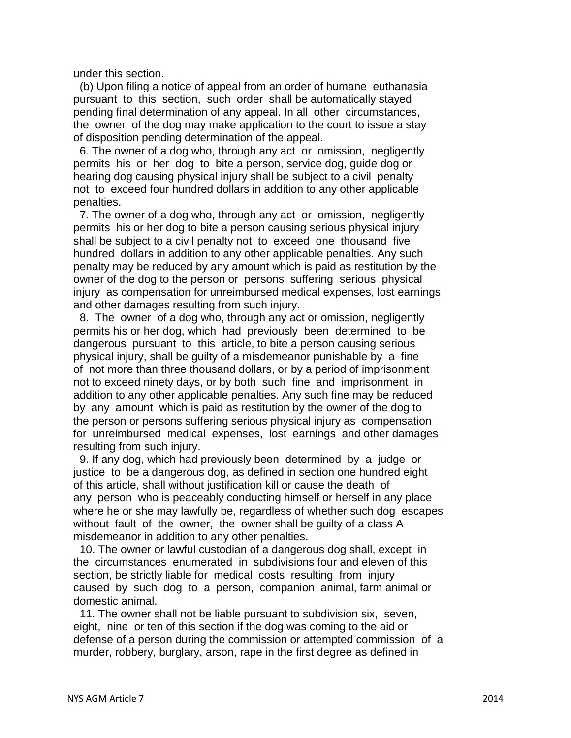under this section.

(b) Upon filing a notice of appeal from an order of humane euthanasia pursuant to this section, such order shall be automatically stayed pending final determination of any appeal. In all other circumstances, the owner of the dog may make application to the court to issue a stay of disposition pending determination of the appeal.

6. The owner of a dog who, through any act or omission, negligently permits his or her dog to bite a person, service dog, guide dog or hearing dog causing physical injury shall be subject to a civil penalty not to exceed four hundred dollars in addition to any other applicable penalties.

7. The owner of a dog who, through any act or omission, negligently permits his or her dog to bite a person causing serious physical injury shall be subject to a civil penalty not to exceed one thousand five hundred dollars in addition to any other applicable penalties. Any such penalty may be reduced by any amount which is paid as restitution by the owner of the dog to the person or persons suffering serious physical injury as compensation for unreimbursed medical expenses, lost earnings and other damages resulting from such injury.

8. The owner of a dog who, through any act or omission, negligently permits his or her dog, which had previously been determined to be dangerous pursuant to this article, to bite a person causing serious physical injury, shall be guilty of a misdemeanor punishable by a fine of not more than three thousand dollars, or by a period of imprisonment not to exceed ninety days, or by both such fine and imprisonment in addition to any other applicable penalties. Any such fine may be reduced by any amount which is paid as restitution by the owner of the dog to the person or persons suffering serious physical injury as compensation for unreimbursed medical expenses, lost earnings and other damages resulting from such injury.

9. If any dog, which had previously been determined by a judge or justice to be a dangerous dog, as defined in section one hundred eight of this article, shall without justification kill or cause the death of any person who is peaceably conducting himself or herself in any place where he or she may lawfully be, regardless of whether such dog escapes without fault of the owner, the owner shall be guilty of a class A misdemeanor in addition to any other penalties.

10. The owner or lawful custodian of a dangerous dog shall, except in the circumstances enumerated in subdivisions four and eleven of this section, be strictly liable for medical costs resulting from injury caused by such dog to a person, companion animal, farm animal or domestic animal.

11. The owner shall not be liable pursuant to subdivision six, seven, eight, nine or ten of this section if the dog was coming to the aid or defense of a person during the commission or attempted commission of a murder, robbery, burglary, arson, rape in the first degree as defined in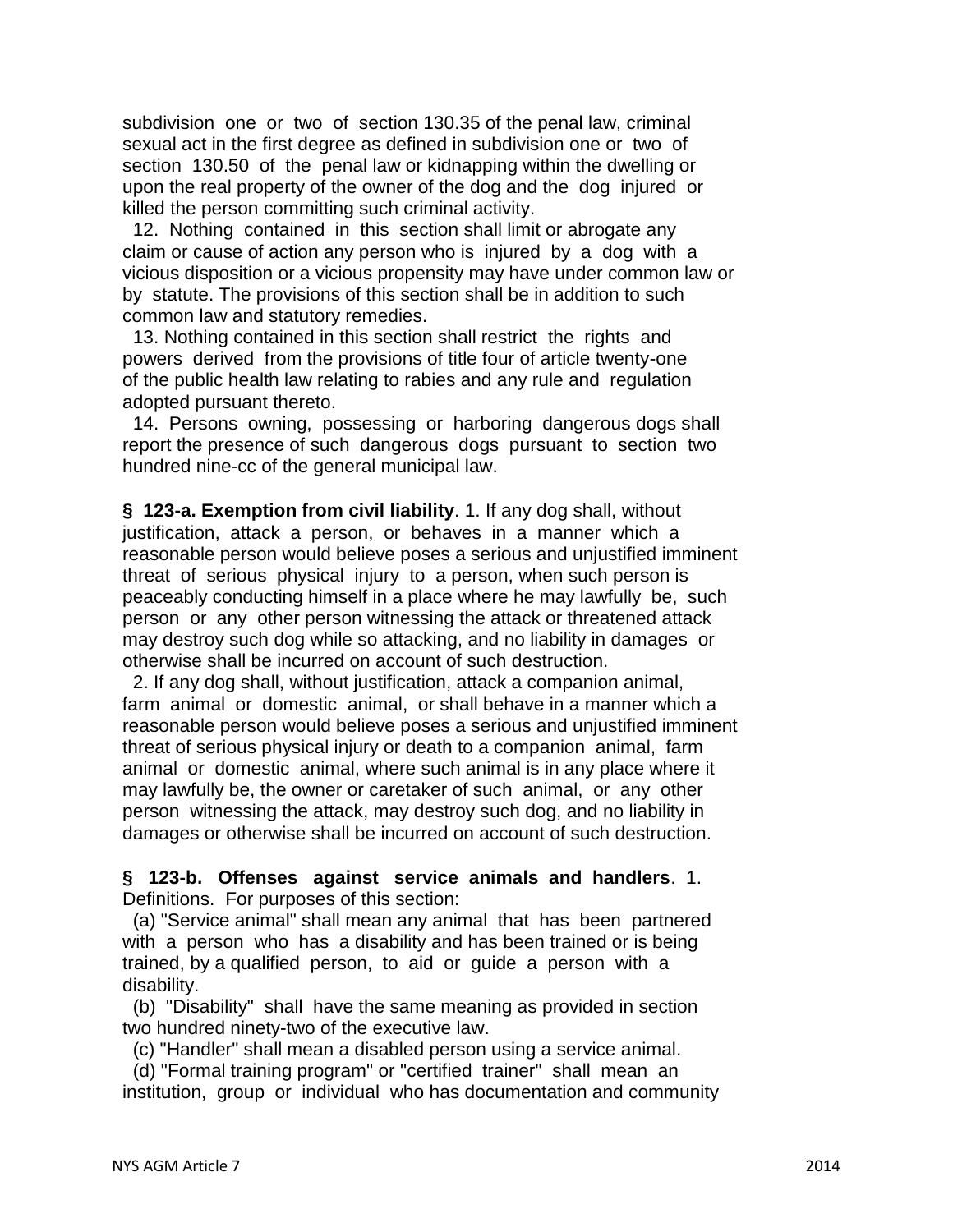subdivision one or two of section 130.35 of the penal law, criminal sexual act in the first degree as defined in subdivision one or two of section 130.50 of the penal law or kidnapping within the dwelling or upon the real property of the owner of the dog and the dog injured or killed the person committing such criminal activity.

12. Nothing contained in this section shall limit or abrogate any claim or cause of action any person who is injured by a dog with a vicious disposition or a vicious propensity may have under common law or by statute. The provisions of this section shall be in addition to such common law and statutory remedies.

13. Nothing contained in this section shall restrict the rights and powers derived from the provisions of title four of article twenty-one of the public health law relating to rabies and any rule and regulation adopted pursuant thereto.

14. Persons owning, possessing or harboring dangerous dogs shall report the presence of such dangerous dogs pursuant to section two hundred nine-cc of the general municipal law.

**§ 123-a. Exemption from civil liability**. 1. If any dog shall, without justification, attack a person, or behaves in a manner which a reasonable person would believe poses a serious and unjustified imminent threat of serious physical injury to a person, when such person is peaceably conducting himself in a place where he may lawfully be, such person or any other person witnessing the attack or threatened attack may destroy such dog while so attacking, and no liability in damages or otherwise shall be incurred on account of such destruction.

2. If any dog shall, without justification, attack a companion animal, farm animal or domestic animal, or shall behave in a manner which a reasonable person would believe poses a serious and unjustified imminent threat of serious physical injury or death to a companion animal, farm animal or domestic animal, where such animal is in any place where it may lawfully be, the owner or caretaker of such animal, or any other person witnessing the attack, may destroy such dog, and no liability in damages or otherwise shall be incurred on account of such destruction.

**§ 123-b. Offenses against service animals and handlers**. 1. Definitions. For purposes of this section:

(a) "Service animal" shall mean any animal that has been partnered with a person who has a disability and has been trained or is being trained, by a qualified person, to aid or guide a person with a disability.

(b) "Disability" shall have the same meaning as provided in section two hundred ninety-two of the executive law.

(c) "Handler" shall mean a disabled person using a service animal.

(d) "Formal training program" or "certified trainer" shall mean an institution, group or individual who has documentation and community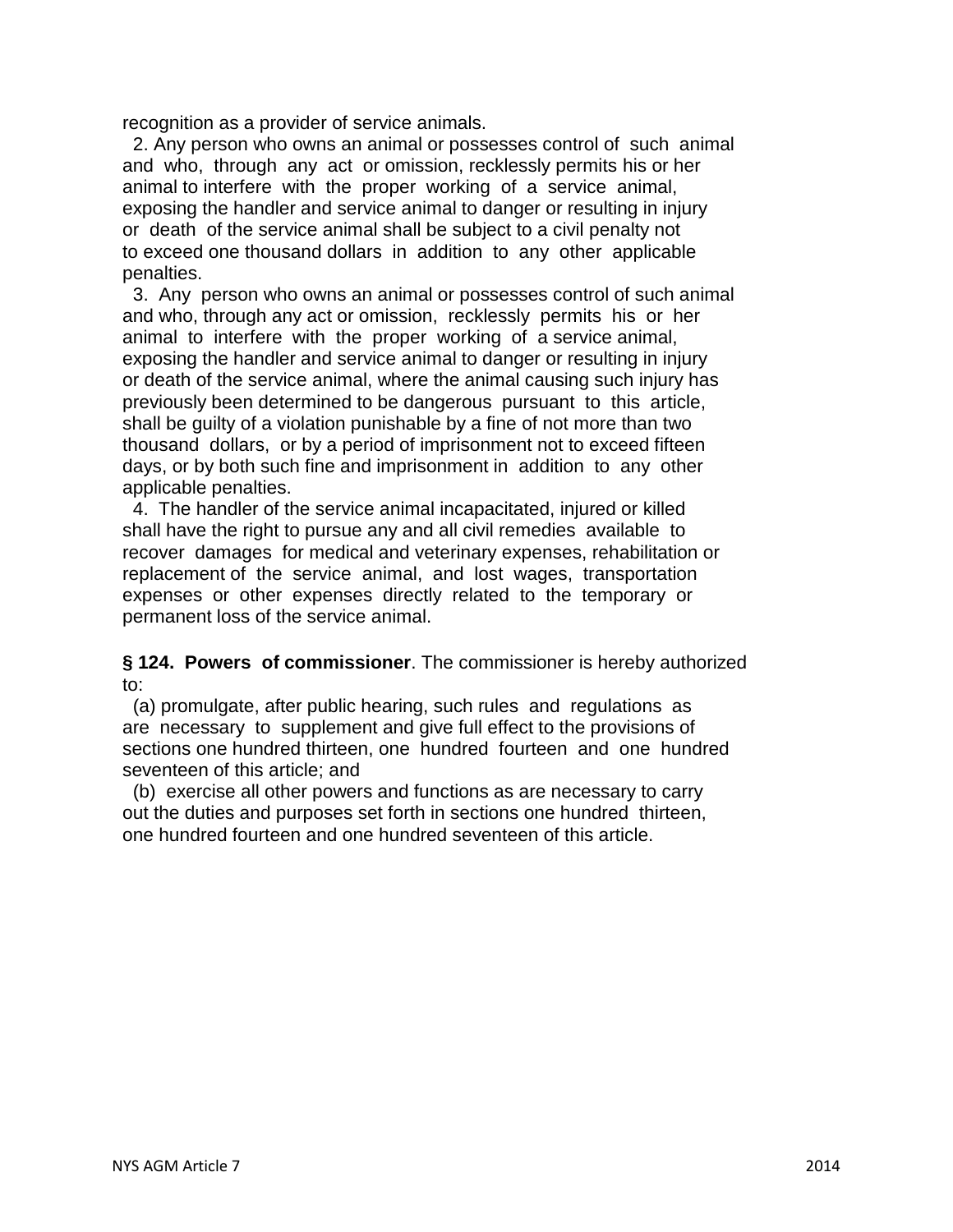recognition as a provider of service animals.

2. Any person who owns an animal or possesses control of such animal and who, through any act or omission, recklessly permits his or her animal to interfere with the proper working of a service animal, exposing the handler and service animal to danger or resulting in injury or death of the service animal shall be subject to a civil penalty not to exceed one thousand dollars in addition to any other applicable penalties.

3. Any person who owns an animal or possesses control of such animal and who, through any act or omission, recklessly permits his or her animal to interfere with the proper working of a service animal, exposing the handler and service animal to danger or resulting in injury or death of the service animal, where the animal causing such injury has previously been determined to be dangerous pursuant to this article, shall be guilty of a violation punishable by a fine of not more than two thousand dollars, or by a period of imprisonment not to exceed fifteen days, or by both such fine and imprisonment in addition to any other applicable penalties.

4. The handler of the service animal incapacitated, injured or killed shall have the right to pursue any and all civil remedies available to recover damages for medical and veterinary expenses, rehabilitation or replacement of the service animal, and lost wages, transportation expenses or other expenses directly related to the temporary or permanent loss of the service animal.

**§ 124. Powers of commissioner**. The commissioner is hereby authorized to:

(a) promulgate, after public hearing, such rules and regulations as are necessary to supplement and give full effect to the provisions of sections one hundred thirteen, one hundred fourteen and one hundred seventeen of this article; and

(b) exercise all other powers and functions as are necessary to carry out the duties and purposes set forth in sections one hundred thirteen, one hundred fourteen and one hundred seventeen of this article.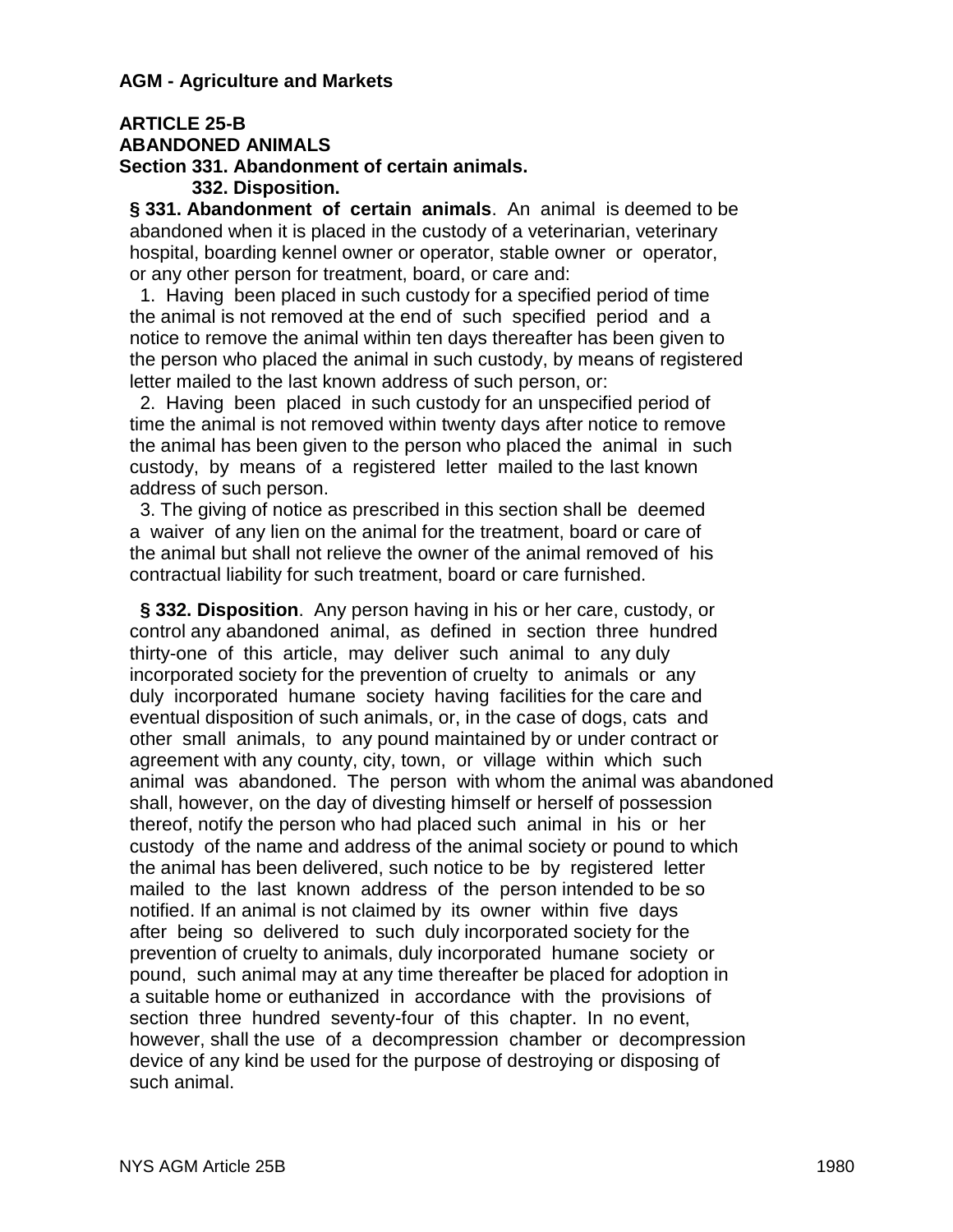**AGM - Agriculture and Markets**

**ARTICLE 25-B**
**ABANDONED ANIMALS**
**Section 331. Abandonment of certain animals.**
**332. Disposition.**

**§ 331. Abandonment of certain animals**. An animal is deemed to be abandoned when it is placed in the custody of a veterinarian, veterinary hospital, boarding kennel owner or operator, stable owner or operator, or any other person for treatment, board, or care and:

1. Having been placed in such custody for a specified period of time the animal is not removed at the end of such specified period and a notice to remove the animal within ten days thereafter has been given to the person who placed the animal in such custody, by means of registered letter mailed to the last known address of such person, or:

2. Having been placed in such custody for an unspecified period of time the animal is not removed within twenty days after notice to remove the animal has been given to the person who placed the animal in such custody, by means of a registered letter mailed to the last known address of such person.

3. The giving of notice as prescribed in this section shall be deemed a waiver of any lien on the animal for the treatment, board or care of the animal but shall not relieve the owner of the animal removed of his contractual liability for such treatment, board or care furnished.

**§ 332. Disposition**. Any person having in his or her care, custody, or control any abandoned animal, as defined in section three hundred thirty-one of this article, may deliver such animal to any duly incorporated society for the prevention of cruelty to animals or any duly incorporated humane society having facilities for the care and eventual disposition of such animals, or, in the case of dogs, cats and other small animals, to any pound maintained by or under contract or agreement with any county, city, town, or village within which such animal was abandoned. The person with whom the animal was abandoned shall, however, on the day of divesting himself or herself of possession thereof, notify the person who had placed such animal in his or her custody of the name and address of the animal society or pound to which the animal has been delivered, such notice to be by registered letter mailed to the last known address of the person intended to be so notified. If an animal is not claimed by its owner within five days after being so delivered to such duly incorporated society for the prevention of cruelty to animals, duly incorporated humane society or pound, such animal may at any time thereafter be placed for adoption in a suitable home or euthanized in accordance with the provisions of section three hundred seventy-four of this chapter. In no event, however, shall the use of a decompression chamber or decompression device of any kind be used for the purpose of destroying or disposing of such animal.

NYS AGM Article 25B 1980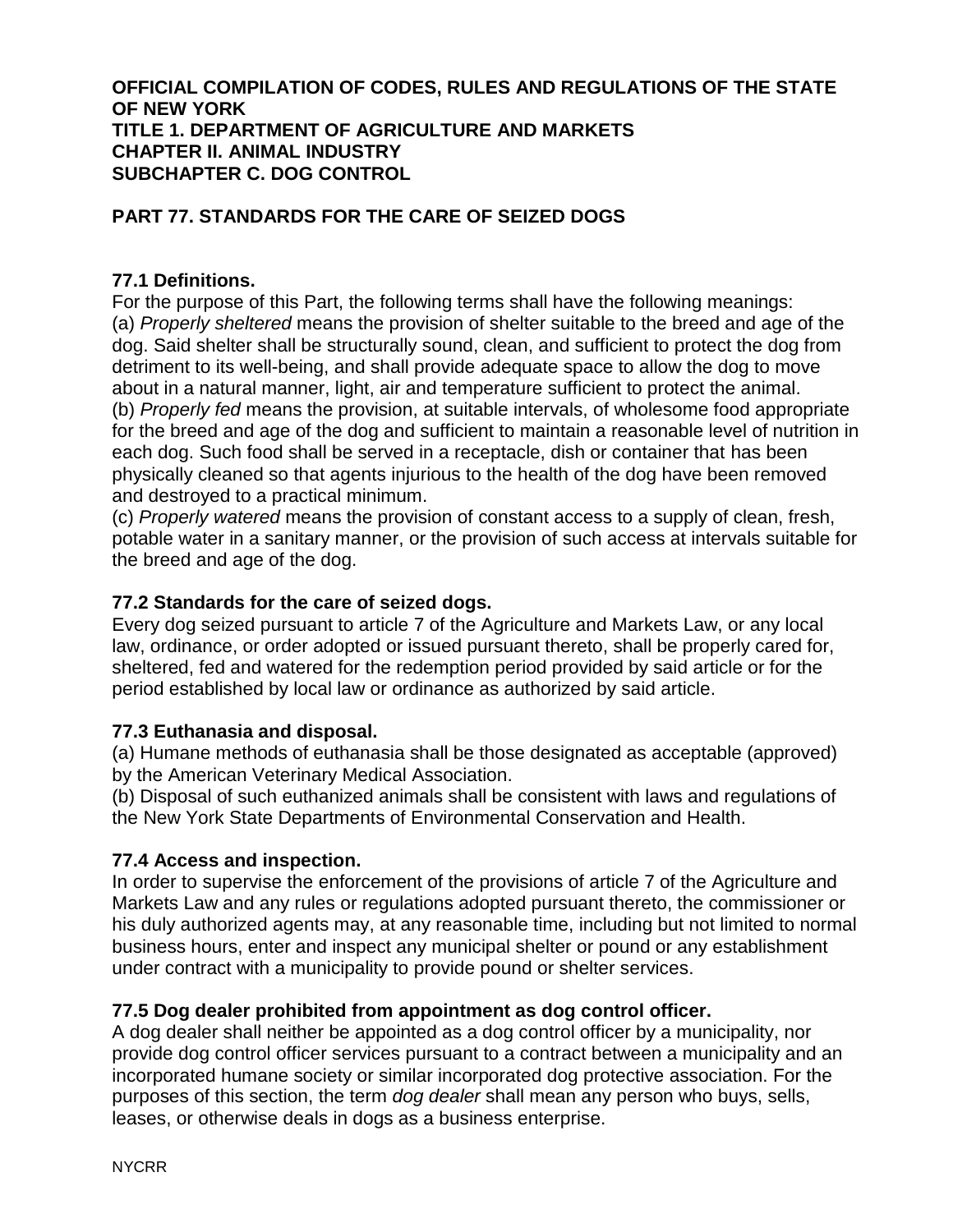**OFFICIAL COMPILATION OF CODES, RULES AND REGULATIONS OF THE STATE OF NEW YORK**
**TITLE 1. DEPARTMENT OF AGRICULTURE AND MARKETS**
**CHAPTER II. ANIMAL INDUSTRY**
**SUBCHAPTER C. DOG CONTROL**

## PART 77. STANDARDS FOR THE CARE OF SEIZED DOGS

### 77.1 Definitions.

For the purpose of this Part, the following terms shall have the following meanings:

(a) *Properly sheltered* means the provision of shelter suitable to the breed and age of the dog. Said shelter shall be structurally sound, clean, and sufficient to protect the dog from detriment to its well-being, and shall provide adequate space to allow the dog to move about in a natural manner, light, air and temperature sufficient to protect the animal.

(b) *Properly fed* means the provision, at suitable intervals, of wholesome food appropriate for the breed and age of the dog and sufficient to maintain a reasonable level of nutrition in each dog. Such food shall be served in a receptacle, dish or container that has been physically cleaned so that agents injurious to the health of the dog have been removed and destroyed to a practical minimum.

(c) *Properly watered* means the provision of constant access to a supply of clean, fresh, potable water in a sanitary manner, or the provision of such access at intervals suitable for the breed and age of the dog.

### 77.2 Standards for the care of seized dogs.

Every dog seized pursuant to article 7 of the Agriculture and Markets Law, or any local law, ordinance, or order adopted or issued pursuant thereto, shall be properly cared for, sheltered, fed and watered for the redemption period provided by said article or for the period established by local law or ordinance as authorized by said article.

### 77.3 Euthanasia and disposal.

(a) Humane methods of euthanasia shall be those designated as acceptable (approved) by the American Veterinary Medical Association.

(b) Disposal of such euthanized animals shall be consistent with laws and regulations of the New York State Departments of Environmental Conservation and Health.

### 77.4 Access and inspection.

In order to supervise the enforcement of the provisions of article 7 of the Agriculture and Markets Law and any rules or regulations adopted pursuant thereto, the commissioner or his duly authorized agents may, at any reasonable time, including but not limited to normal business hours, enter and inspect any municipal shelter or pound or any establishment under contract with a municipality to provide pound or shelter services.

### 77.5 Dog dealer prohibited from appointment as dog control officer.

A dog dealer shall neither be appointed as a dog control officer by a municipality, nor provide dog control officer services pursuant to a contract between a municipality and an incorporated humane society or similar incorporated dog protective association. For the purposes of this section, the term *dog dealer* shall mean any person who buys, sells, leases, or otherwise deals in dogs as a business enterprise.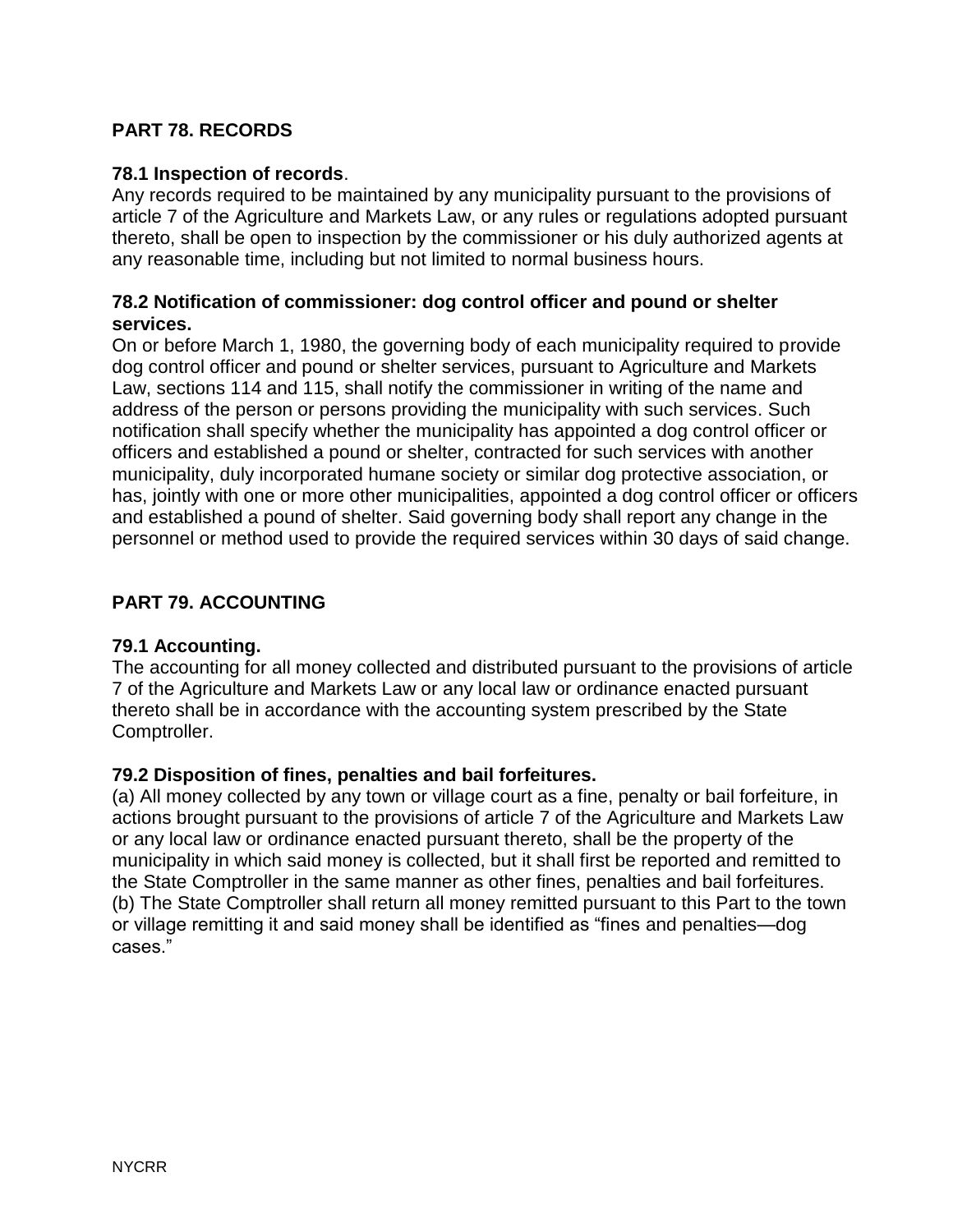## PART 78. RECORDS

### 78.1 Inspection of records.

Any records required to be maintained by any municipality pursuant to the provisions of article 7 of the Agriculture and Markets Law, or any rules or regulations adopted pursuant thereto, shall be open to inspection by the commissioner or his duly authorized agents at any reasonable time, including but not limited to normal business hours.

### 78.2 Notification of commissioner: dog control officer and pound or shelter services.

On or before March 1, 1980, the governing body of each municipality required to provide dog control officer and pound or shelter services, pursuant to Agriculture and Markets Law, sections 114 and 115, shall notify the commissioner in writing of the name and address of the person or persons providing the municipality with such services. Such notification shall specify whether the municipality has appointed a dog control officer or officers and established a pound or shelter, contracted for such services with another municipality, duly incorporated humane society or similar dog protective association, or has, jointly with one or more other municipalities, appointed a dog control officer or officers and established a pound of shelter. Said governing body shall report any change in the personnel or method used to provide the required services within 30 days of said change.

## PART 79. ACCOUNTING

### 79.1 Accounting.

The accounting for all money collected and distributed pursuant to the provisions of article 7 of the Agriculture and Markets Law or any local law or ordinance enacted pursuant thereto shall be in accordance with the accounting system prescribed by the State Comptroller.

### 79.2 Disposition of fines, penalties and bail forfeitures.

(a) All money collected by any town or village court as a fine, penalty or bail forfeiture, in actions brought pursuant to the provisions of article 7 of the Agriculture and Markets Law or any local law or ordinance enacted pursuant thereto, shall be the property of the municipality in which said money is collected, but it shall first be reported and remitted to the State Comptroller in the same manner as other fines, penalties and bail forfeitures.
(b) The State Comptroller shall return all money remitted pursuant to this Part to the town or village remitting it and said money shall be identified as “fines and penalties—dog cases.”